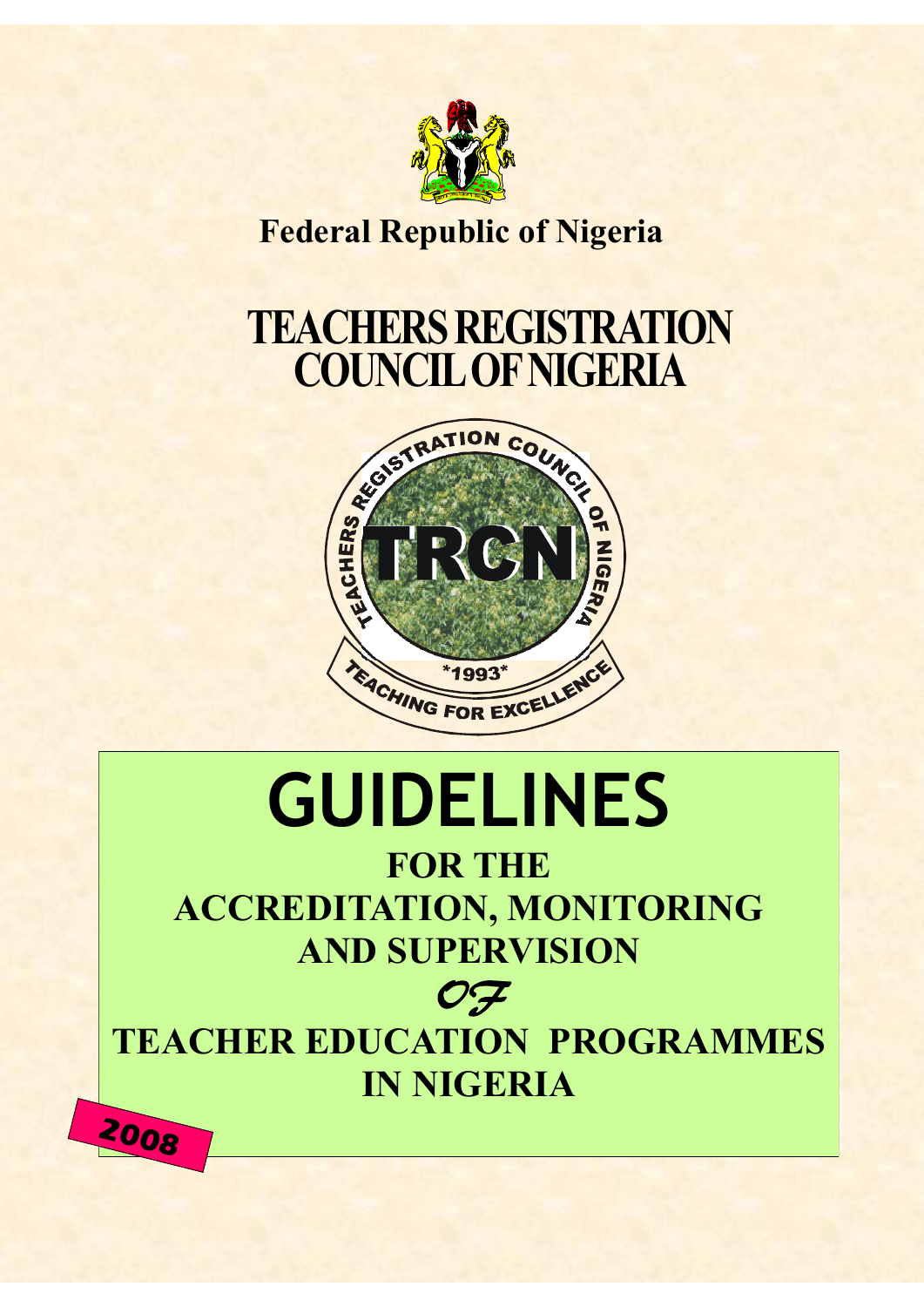**Federal Republic of Nigeria**

# TEACHERS REGISTRATION COUNCIL OF NIGERIA

TEACHERS REGISTRATION COUNCIL OF NIGERIA

TRCN

*1993*

TEACHING FOR EXCELLENCE

# GUIDELINES

## FOR THE ACCREDITATION, MONITORING AND SUPERVISION

*OF*

## TEACHER EDUCATION PROGRAMMES IN NIGERIA

**2008**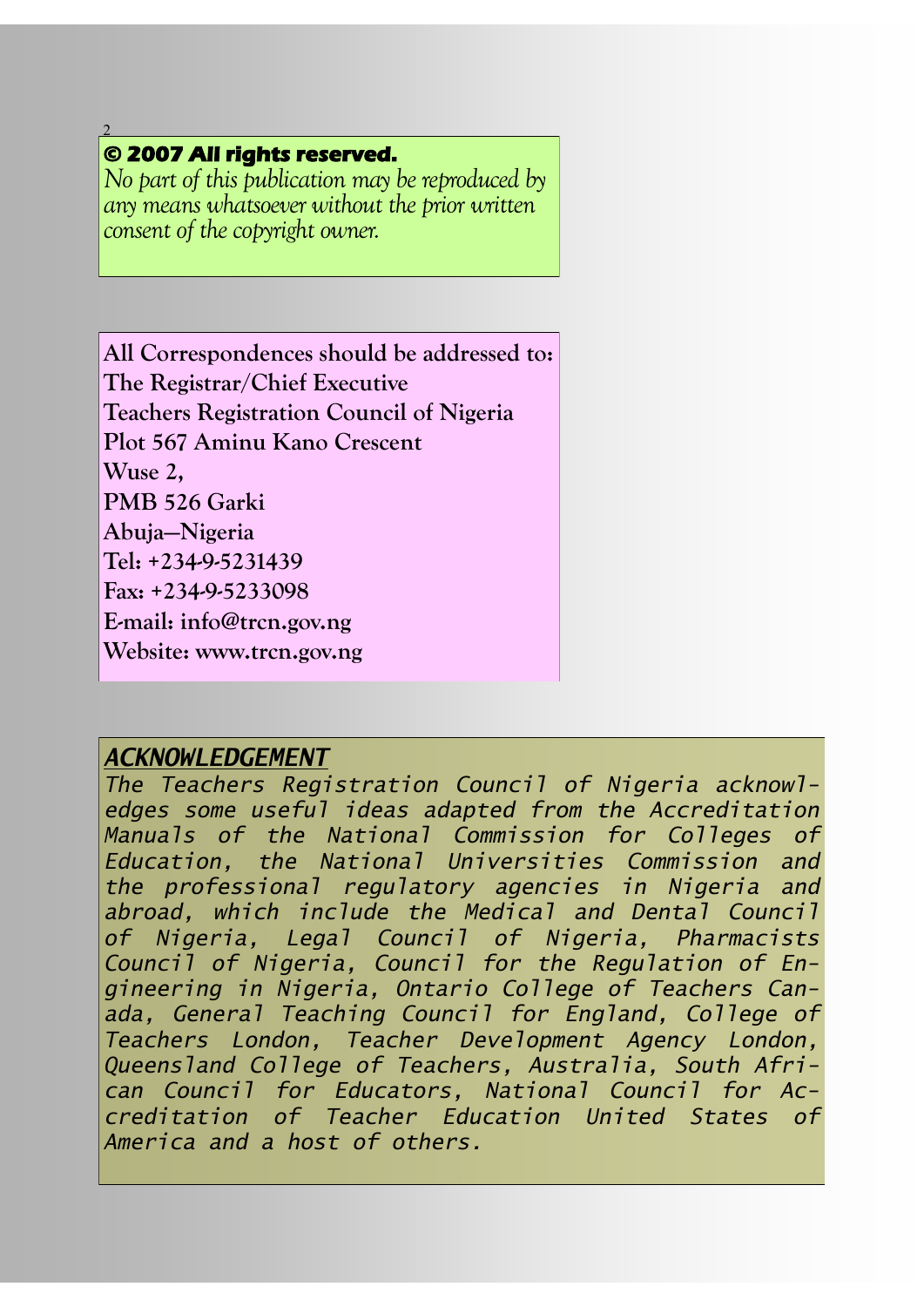**© 2007 All rights reserved.**

*No part of this publication may be reproduced by any means whatsoever without the prior written consent of the copyright owner.*

**All Correspondences should be addressed to:**
**The Registrar/Chief Executive**
**Teachers Registration Council of Nigeria**
**Plot 567 Aminu Kano Crescent**
**Wuse 2,**
**PMB 526 Garki**
**Abuja—Nigeria**
**Tel: +234-9-5231439**
**Fax: +234-9-5233098**
**E-mail: info@trcn.gov.ng**
**Website: www.trcn.gov.ng**

## *ACKNOWLEDGEMENT*

*The Teachers Registration Council of Nigeria acknowledges some useful ideas adapted from the Accreditation Manuals of the National Commission for Colleges of Education, the National Universities Commission and the professional regulatory agencies in Nigeria and abroad, which include the Medical and Dental Council of Nigeria, Legal Council of Nigeria, Pharmacists Council of Nigeria, Council for the Regulation of Engineering in Nigeria, Ontario College of Teachers Canada, General Teaching Council for England, College of Teachers London, Teacher Development Agency London, Queensland College of Teachers, Australia, South African Council for Educators, National Council for Accreditation of Teacher Education United States of America and a host of others.*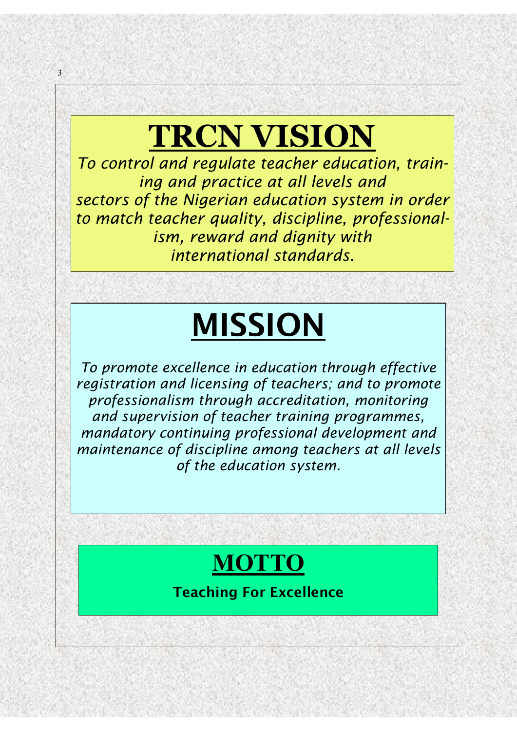# TRCN VISION

*To control and regulate teacher education, training and practice at all levels and sectors of the Nigerian education system in order to match teacher quality, discipline, professionalism, reward and dignity with international standards.*

# MISSION

*To promote excellence in education through effective registration and licensing of teachers; and to promote professionalism through accreditation, monitoring and supervision of teacher training programmes, mandatory continuing professional development and maintenance of discipline among teachers at all levels of the education system.*

# MOTTO

**Teaching For Excellence**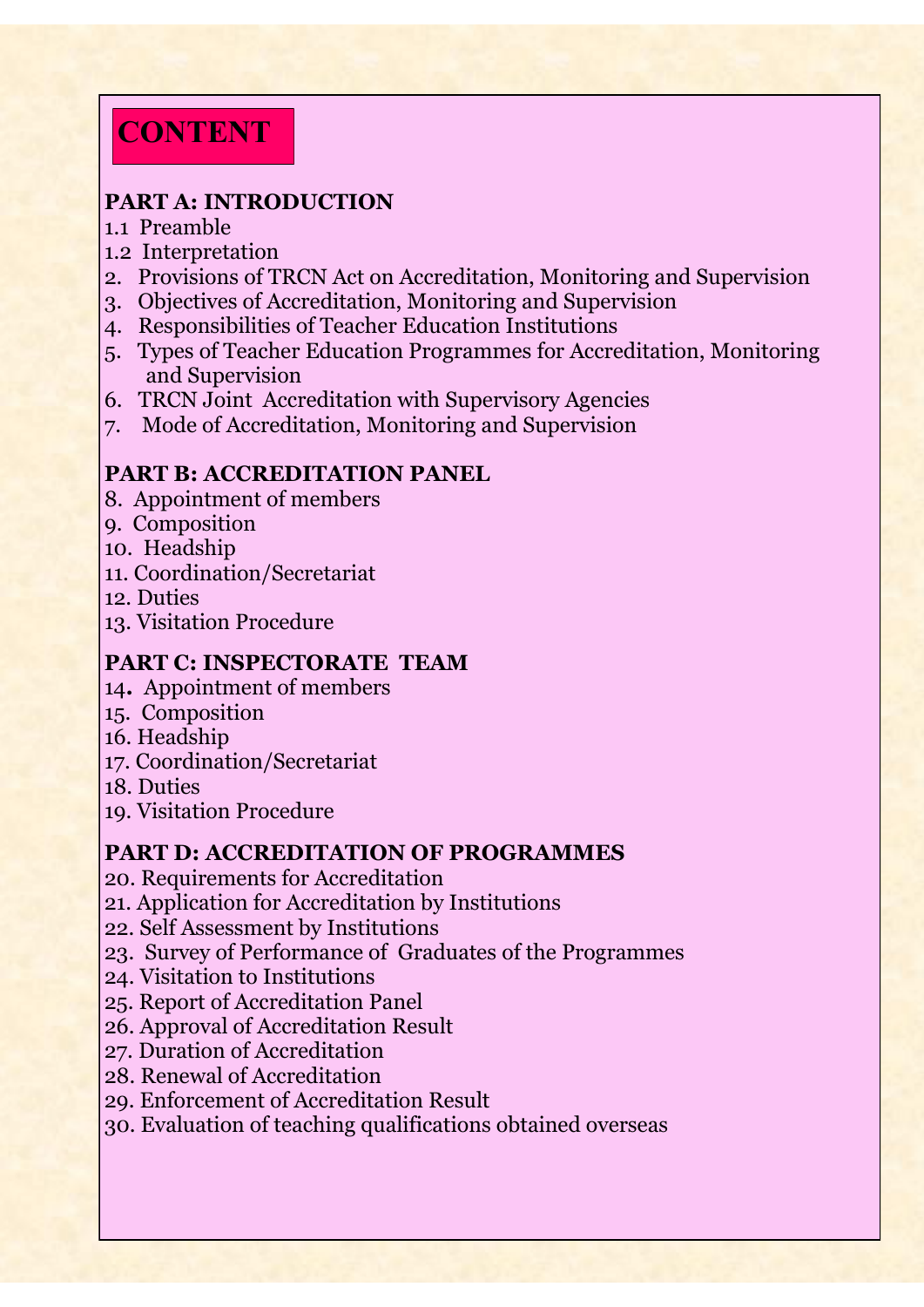# CONTENT

**PART A: INTRODUCTION**

1.1 Preamble
1.2 Interpretation
2. Provisions of TRCN Act on Accreditation, Monitoring and Supervision
3. Objectives of Accreditation, Monitoring and Supervision
4. Responsibilities of Teacher Education Institutions
5. Types of Teacher Education Programmes for Accreditation, Monitoring and Supervision
6. TRCN Joint Accreditation with Supervisory Agencies
7. Mode of Accreditation, Monitoring and Supervision

**PART B: ACCREDITATION PANEL**

8. Appointment of members
9. Composition
10. Headship
11. Coordination/Secretariat
12. Duties
13. Visitation Procedure

**PART C: INSPECTORATE TEAM**

14. Appointment of members
15. Composition
16. Headship
17. Coordination/Secretariat
18. Duties
19. Visitation Procedure

**PART D: ACCREDITATION OF PROGRAMMES**

20. Requirements for Accreditation
21. Application for Accreditation by Institutions
22. Self Assessment by Institutions
23. Survey of Performance of Graduates of the Programmes
24. Visitation to Institutions
25. Report of Accreditation Panel
26. Approval of Accreditation Result
27. Duration of Accreditation
28. Renewal of Accreditation
29. Enforcement of Accreditation Result
30. Evaluation of teaching qualifications obtained overseas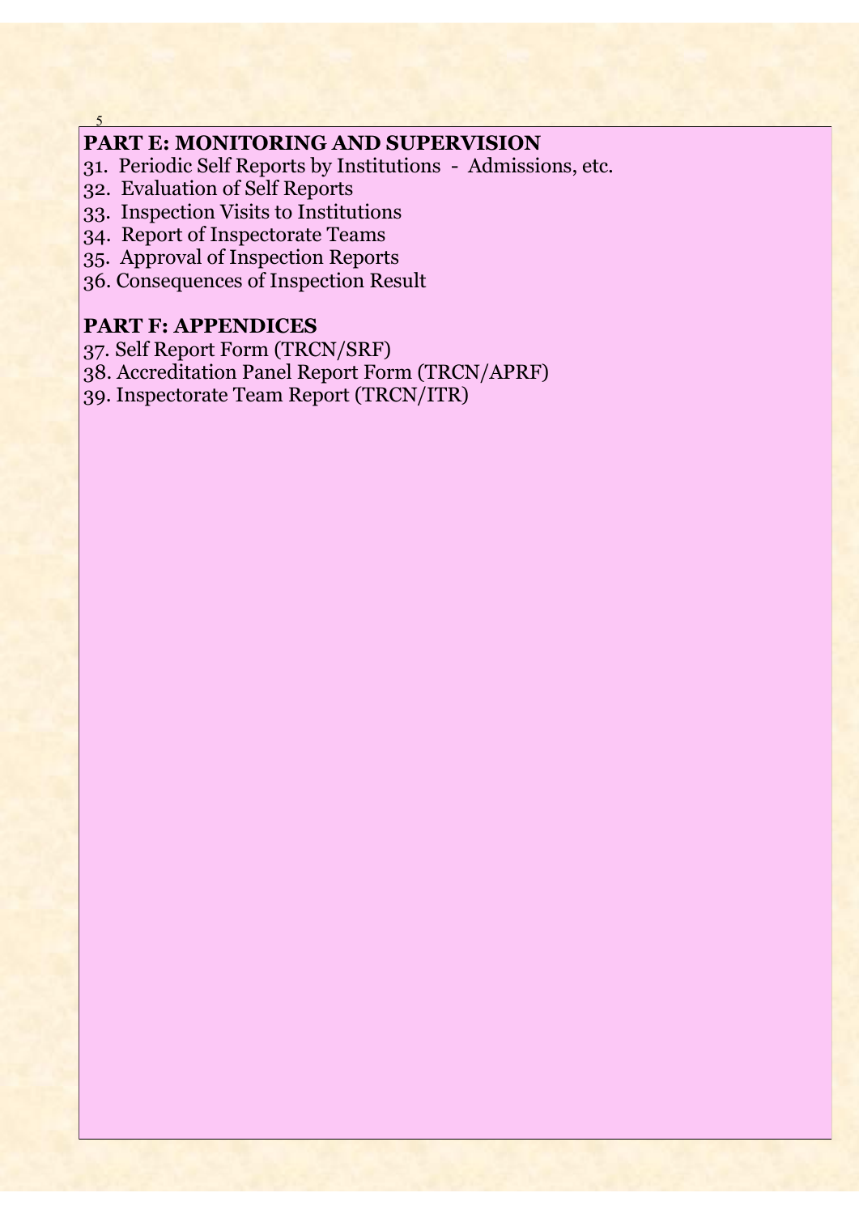## PART E: MONITORING AND SUPERVISION

31. Periodic Self Reports by Institutions - Admissions, etc.
32. Evaluation of Self Reports
33. Inspection Visits to Institutions
34. Report of Inspectorate Teams
35. Approval of Inspection Reports
36. Consequences of Inspection Result

## PART F: APPENDICES

37. Self Report Form (TRCN/SRF)
38. Accreditation Panel Report Form (TRCN/APRF)
39. Inspectorate Team Report (TRCN/ITR)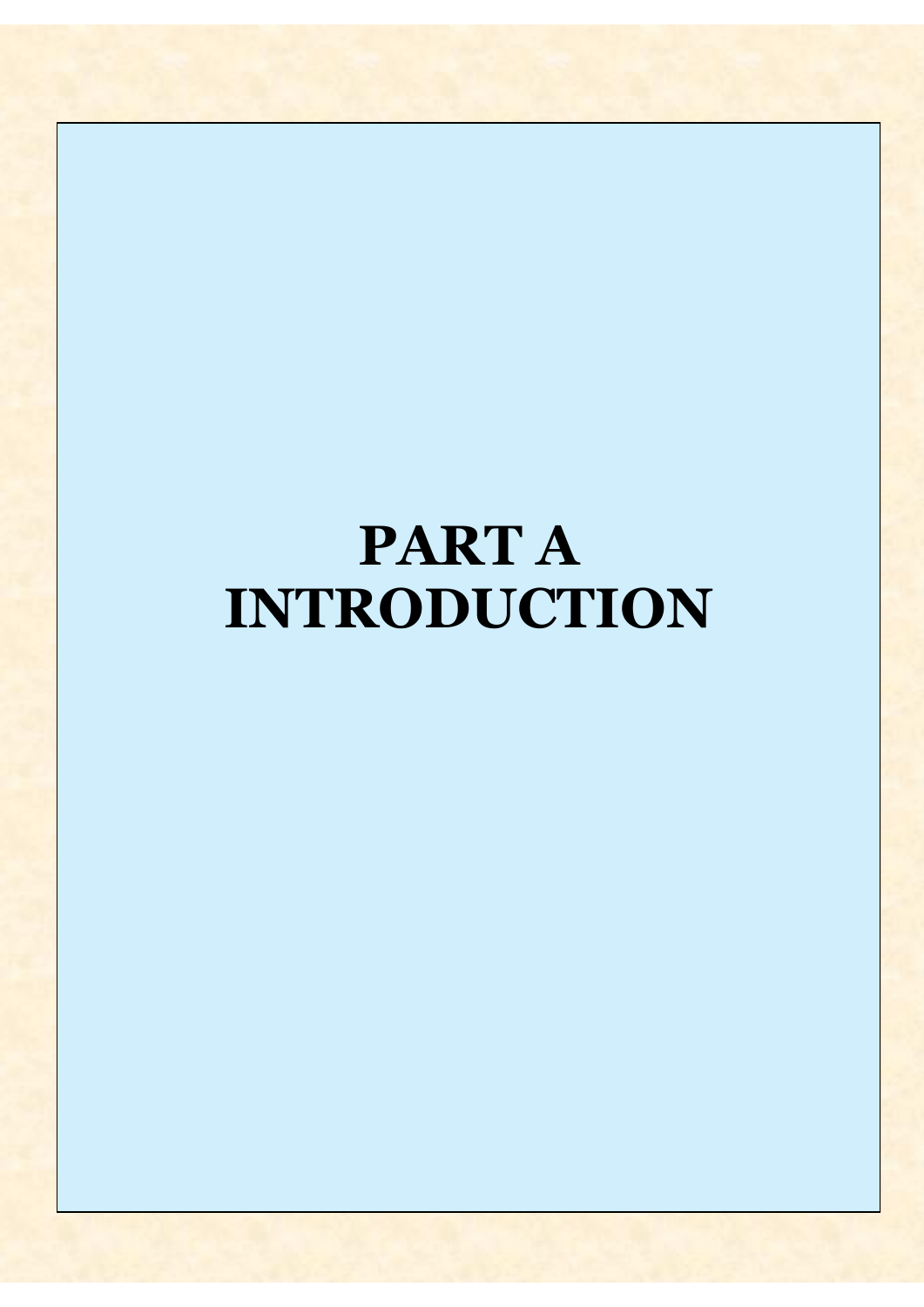# PART A
# INTRODUCTION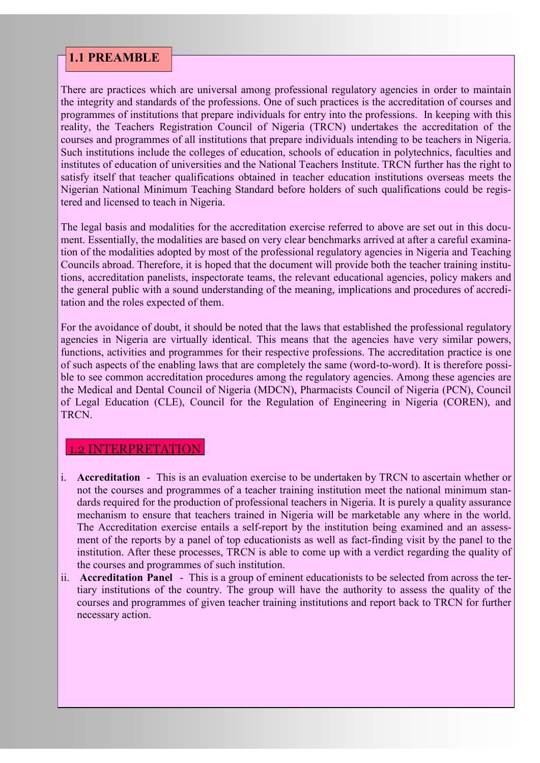## 1.1 PREAMBLE

There are practices which are universal among professional regulatory agencies in order to maintain the integrity and standards of the professions. One of such practices is the accreditation of courses and programmes of institutions that prepare individuals for entry into the professions. In keeping with this reality, the Teachers Registration Council of Nigeria (TRCN) undertakes the accreditation of the courses and programmes of all institutions that prepare individuals intending to be teachers in Nigeria. Such institutions include the colleges of education, schools of education in polytechnics, faculties and institutes of education of universities and the National Teachers Institute. TRCN further has the right to satisfy itself that teacher qualifications obtained in teacher education institutions overseas meets the Nigerian National Minimum Teaching Standard before holders of such qualifications could be registered and licensed to teach in Nigeria.

The legal basis and modalities for the accreditation exercise referred to above are set out in this document. Essentially, the modalities are based on very clear benchmarks arrived at after a careful examination of the modalities adopted by most of the professional regulatory agencies in Nigeria and Teaching Councils abroad. Therefore, it is hoped that the document will provide both the teacher training institutions, accreditation panelists, inspectorate teams, the relevant educational agencies, policy makers and the general public with a sound understanding of the meaning, implications and procedures of accreditation and the roles expected of them.

For the avoidance of doubt, it should be noted that the laws that established the professional regulatory agencies in Nigeria are virtually identical. This means that the agencies have very similar powers, functions, activities and programmes for their respective professions. The accreditation practice is one of such aspects of the enabling laws that are completely the same (word-to-word). It is therefore possible to see common accreditation procedures among the regulatory agencies. Among these agencies are the Medical and Dental Council of Nigeria (MDCN), Pharmacists Council of Nigeria (PCN), Council of Legal Education (CLE), Council for the Regulation of Engineering in Nigeria (COREN), and TRCN.

## 1.2 INTERPRETATION

i. **Accreditation** - This is an evaluation exercise to be undertaken by TRCN to ascertain whether or not the courses and programmes of a teacher training institution meet the national minimum standards required for the production of professional teachers in Nigeria. It is purely a quality assurance mechanism to ensure that teachers trained in Nigeria will be marketable any where in the world. The Accreditation exercise entails a self-report by the institution being examined and an assessment of the reports by a panel of top educationists as well as fact-finding visit by the panel to the institution. After these processes, TRCN is able to come up with a verdict regarding the quality of the courses and programmes of such institution.

ii. **Accreditation Panel** - This is a group of eminent educationists to be selected from across the tertiary institutions of the country. The group will have the authority to assess the quality of the courses and programmes of given teacher training institutions and report back to TRCN for further necessary action.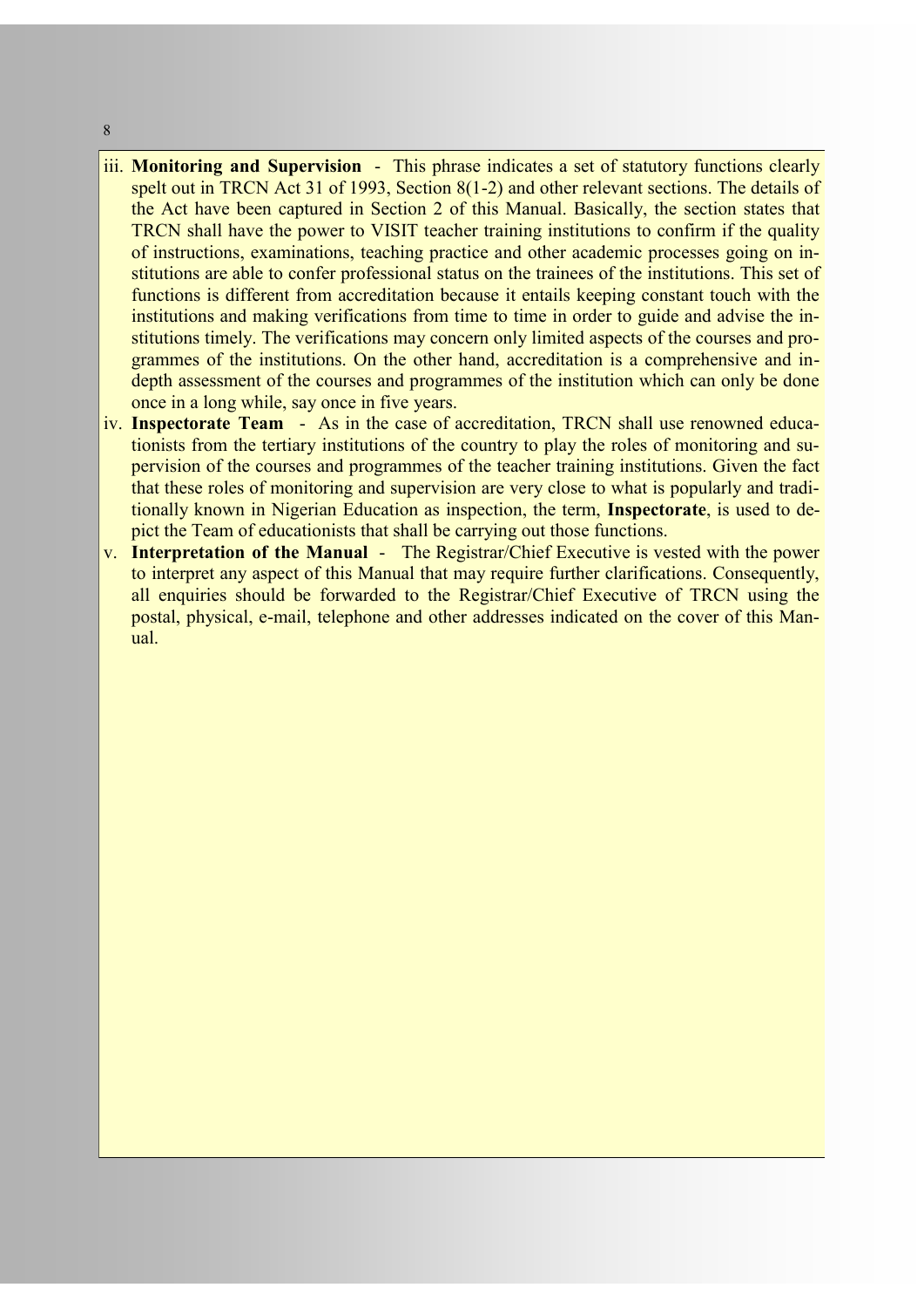iii. **Monitoring and Supervision** - This phrase indicates a set of statutory functions clearly spelt out in TRCN Act 31 of 1993, Section 8(1-2) and other relevant sections. The details of the Act have been captured in Section 2 of this Manual. Basically, the section states that TRCN shall have the power to VISIT teacher training institutions to confirm if the quality of instructions, examinations, teaching practice and other academic processes going on institutions are able to confer professional status on the trainees of the institutions. This set of functions is different from accreditation because it entails keeping constant touch with the institutions and making verifications from time to time in order to guide and advise the institutions timely. The verifications may concern only limited aspects of the courses and programmes of the institutions. On the other hand, accreditation is a comprehensive and in-depth assessment of the courses and programmes of the institution which can only be done once in a long while, say once in five years.

iv. **Inspectorate Team** - As in the case of accreditation, TRCN shall use renowned educationists from the tertiary institutions of the country to play the roles of monitoring and supervision of the courses and programmes of the teacher training institutions. Given the fact that these roles of monitoring and supervision are very close to what is popularly and traditionally known in Nigerian Education as inspection, the term, **Inspectorate**, is used to depict the Team of educationists that shall be carrying out those functions.

v. **Interpretation of the Manual** - The Registrar/Chief Executive is vested with the power to interpret any aspect of this Manual that may require further clarifications. Consequently, all enquiries should be forwarded to the Registrar/Chief Executive of TRCN using the postal, physical, e-mail, telephone and other addresses indicated on the cover of this Manual.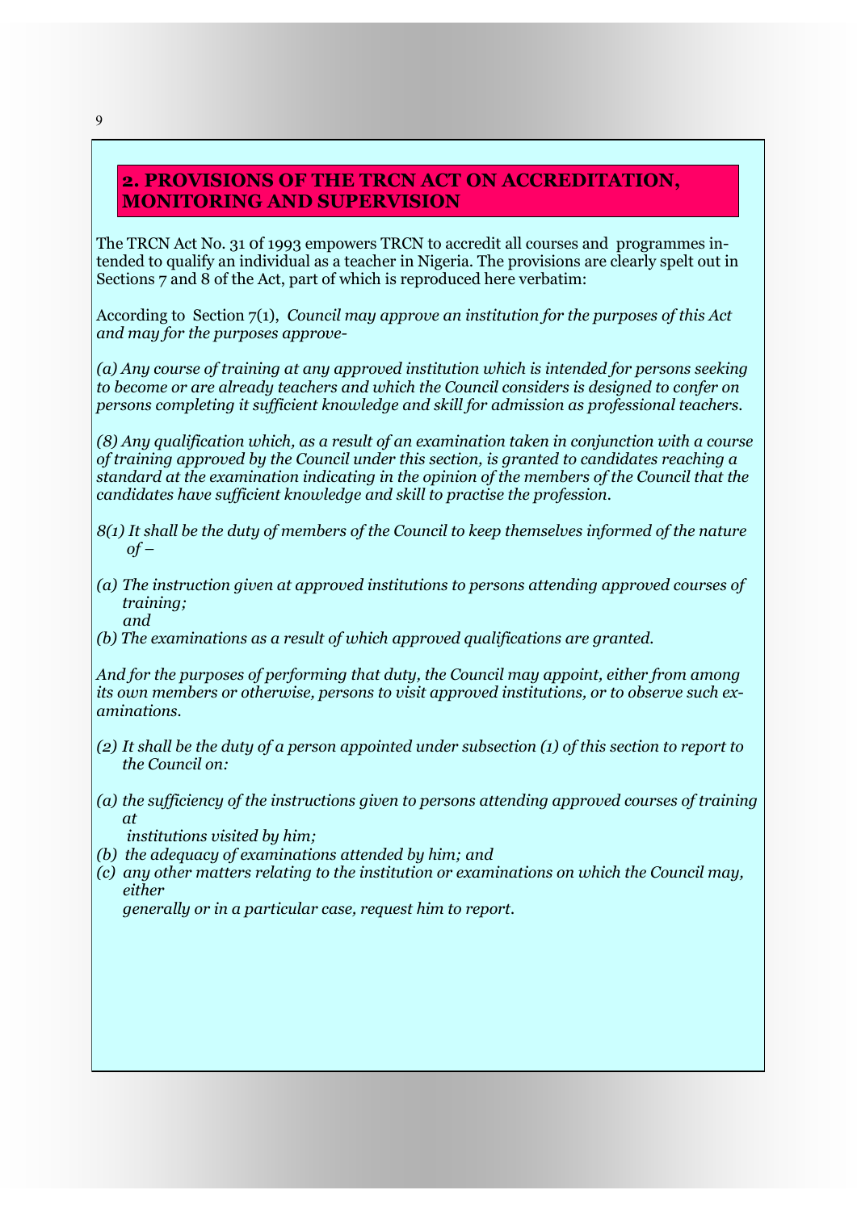## 2. PROVISIONS OF THE TRCN ACT ON ACCREDITATION, MONITORING AND SUPERVISION

The TRCN Act No. 31 0f 1993 empowers TRCN to accredit all courses and programmes intended to qualify an individual as a teacher in Nigeria. The provisions are clearly spelt out in Sections 7 and 8 of the Act, part of which is reproduced here verbatim:

According to Section 7(1), *Council may approve an institution for the purposes of this Act and may for the purposes approve-*

*(a) Any course of training at any approved institution which is intended for persons seeking to become or are already teachers and which the Council considers is designed to confer on persons completing it sufficient knowledge and skill for admission as professional teachers.*

*(8) Any qualification which, as a result of an examination taken in conjunction with a course of training approved by the Council under this section, is granted to candidates reaching a standard at the examination indicating in the opinion of the members of the Council that the candidates have sufficient knowledge and skill to practise the profession.*

*8(1) It shall be the duty of members of the Council to keep themselves informed of the nature of –*

*(a) The instruction given at approved institutions to persons attending approved courses of training;*
*and*
*(b) The examinations as a result of which approved qualifications are granted.*

*And for the purposes of performing that duty, the Council may appoint, either from among its own members or otherwise, persons to visit approved institutions, or to observe such examinations.*

*(2) It shall be the duty of a person appointed under subsection (1) of this section to report to the Council on:*

*(a) the sufficiency of the instructions given to persons attending approved courses of training at institutions visited by him;*
*(b) the adequacy of examinations attended by him; and*
*(c) any other matters relating to the institution or examinations on which the Council may, either generally or in a particular case, request him to report.*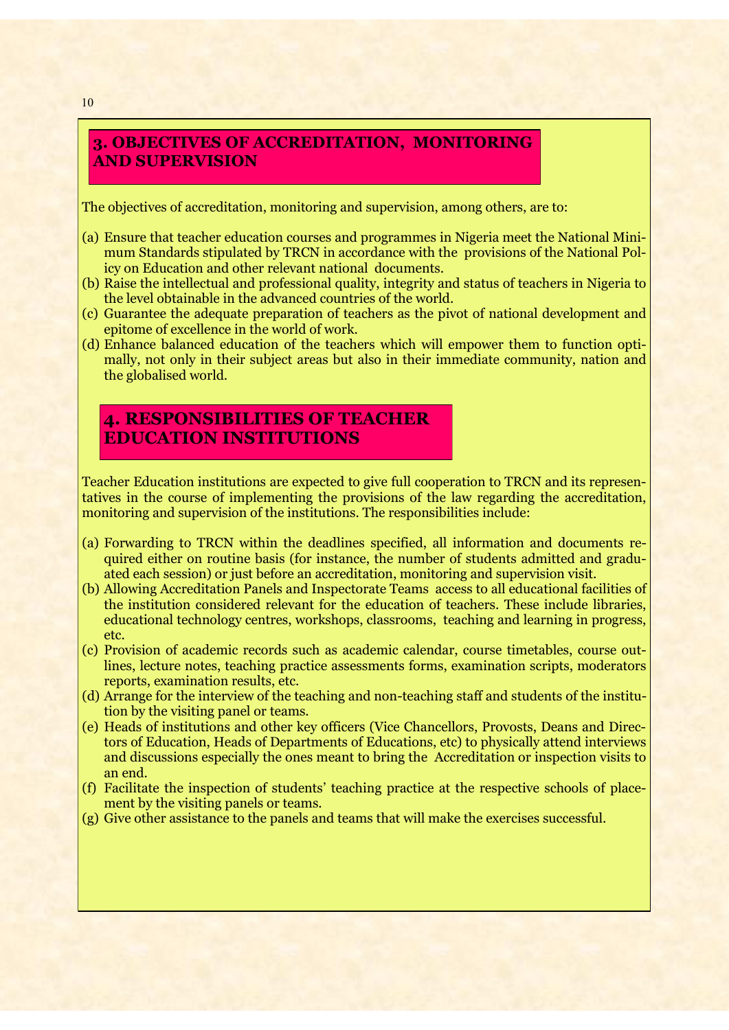## 3. OBJECTIVES OF ACCREDITATION, MONITORING AND SUPERVISION

The objectives of accreditation, monitoring and supervision, among others, are to:

(a) Ensure that teacher education courses and programmes in Nigeria meet the National Minimum Standards stipulated by TRCN in accordance with the provisions of the National Policy on Education and other relevant national documents.
(b) Raise the intellectual and professional quality, integrity and status of teachers in Nigeria to the level obtainable in the advanced countries of the world.
(c) Guarantee the adequate preparation of teachers as the pivot of national development and epitome of excellence in the world of work.
(d) Enhance balanced education of the teachers which will empower them to function optimally, not only in their subject areas but also in their immediate community, nation and the globalised world.

## 4. RESPONSIBILITIES OF TEACHER EDUCATION INSTITUTIONS

Teacher Education institutions are expected to give full cooperation to TRCN and its representatives in the course of implementing the provisions of the law regarding the accreditation, monitoring and supervision of the institutions. The responsibilities include:

(a) Forwarding to TRCN within the deadlines specified, all information and documents required either on routine basis (for instance, the number of students admitted and graduated each session) or just before an accreditation, monitoring and supervision visit.
(b) Allowing Accreditation Panels and Inspectorate Teams access to all educational facilities of the institution considered relevant for the education of teachers. These include libraries, educational technology centres, workshops, classrooms, teaching and learning in progress, etc.
(c) Provision of academic records such as academic calendar, course timetables, course outlines, lecture notes, teaching practice assessments forms, examination scripts, moderators reports, examination results, etc.
(d) Arrange for the interview of the teaching and non-teaching staff and students of the institution by the visiting panel or teams.
(e) Heads of institutions and other key officers (Vice Chancellors, Provosts, Deans and Directors of Education, Heads of Departments of Educations, etc) to physically attend interviews and discussions especially the ones meant to bring the Accreditation or inspection visits to an end.
(f) Facilitate the inspection of students' teaching practice at the respective schools of placement by the visiting panels or teams.
(g) Give other assistance to the panels and teams that will make the exercises successful.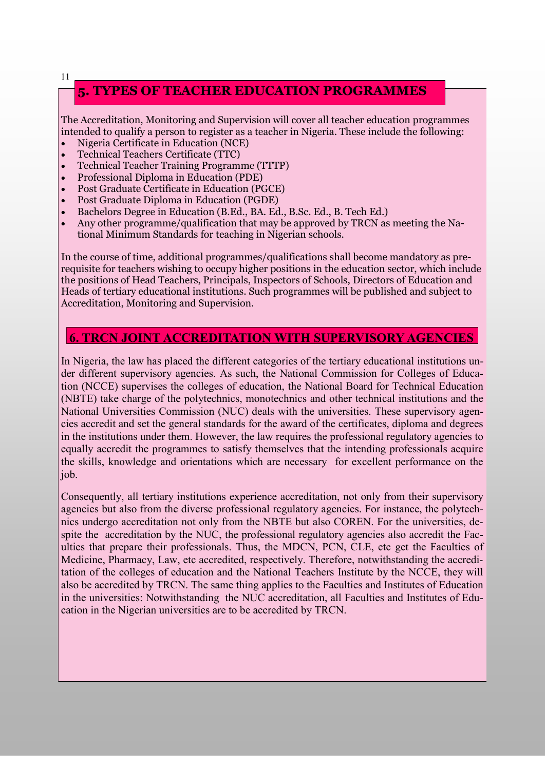## 5. TYPES OF TEACHER EDUCATION PROGRAMMES

The Accreditation, Monitoring and Supervision will cover all teacher education programmes intended to qualify a person to register as a teacher in Nigeria. These include the following:

- Nigeria Certificate in Education (NCE)
- Technical Teachers Certificate (TTC)
- Technical Teacher Training Programme (TTTP)
- Professional Diploma in Education (PDE)
- Post Graduate Certificate in Education (PGCE)
- Post Graduate Diploma in Education (PGDE)
- Bachelors Degree in Education (B.Ed., BA. Ed., B.Sc. Ed., B. Tech Ed.)
- Any other programme/qualification that may be approved by TRCN as meeting the National Minimum Standards for teaching in Nigerian schools.

In the course of time, additional programmes/qualifications shall become mandatory as prerequisite for teachers wishing to occupy higher positions in the education sector, which include the positions of Head Teachers, Principals, Inspectors of Schools, Directors of Education and Heads of tertiary educational institutions. Such programmes will be published and subject to Accreditation, Monitoring and Supervision.

## 6. TRCN JOINT ACCREDITATION WITH SUPERVISORY AGENCIES

In Nigeria, the law has placed the different categories of the tertiary educational institutions under different supervisory agencies. As such, the National Commission for Colleges of Education (NCCE) supervises the colleges of education, the National Board for Technical Education (NBTE) take charge of the polytechnics, monotechnics and other technical institutions and the National Universities Commission (NUC) deals with the universities. These supervisory agencies accredit and set the general standards for the award of the certificates, diploma and degrees in the institutions under them. However, the law requires the professional regulatory agencies to equally accredit the programmes to satisfy themselves that the intending professionals acquire the skills, knowledge and orientations which are necessary for excellent performance on the job.

Consequently, all tertiary institutions experience accreditation, not only from their supervisory agencies but also from the diverse professional regulatory agencies. For instance, the polytechnics undergo accreditation not only from the NBTE but also COREN. For the universities, despite the accreditation by the NUC, the professional regulatory agencies also accredit the Faculties that prepare their professionals. Thus, the MDCN, PCN, CLE, etc get the Faculties of Medicine, Pharmacy, Law, etc accredited, respectively. Therefore, notwithstanding the accreditation of the colleges of education and the National Teachers Institute by the NCCE, they will also be accredited by TRCN. The same thing applies to the Faculties and Institutes of Education in the universities: Notwithstanding the NUC accreditation, all Faculties and Institutes of Education in the Nigerian universities are to be accredited by TRCN.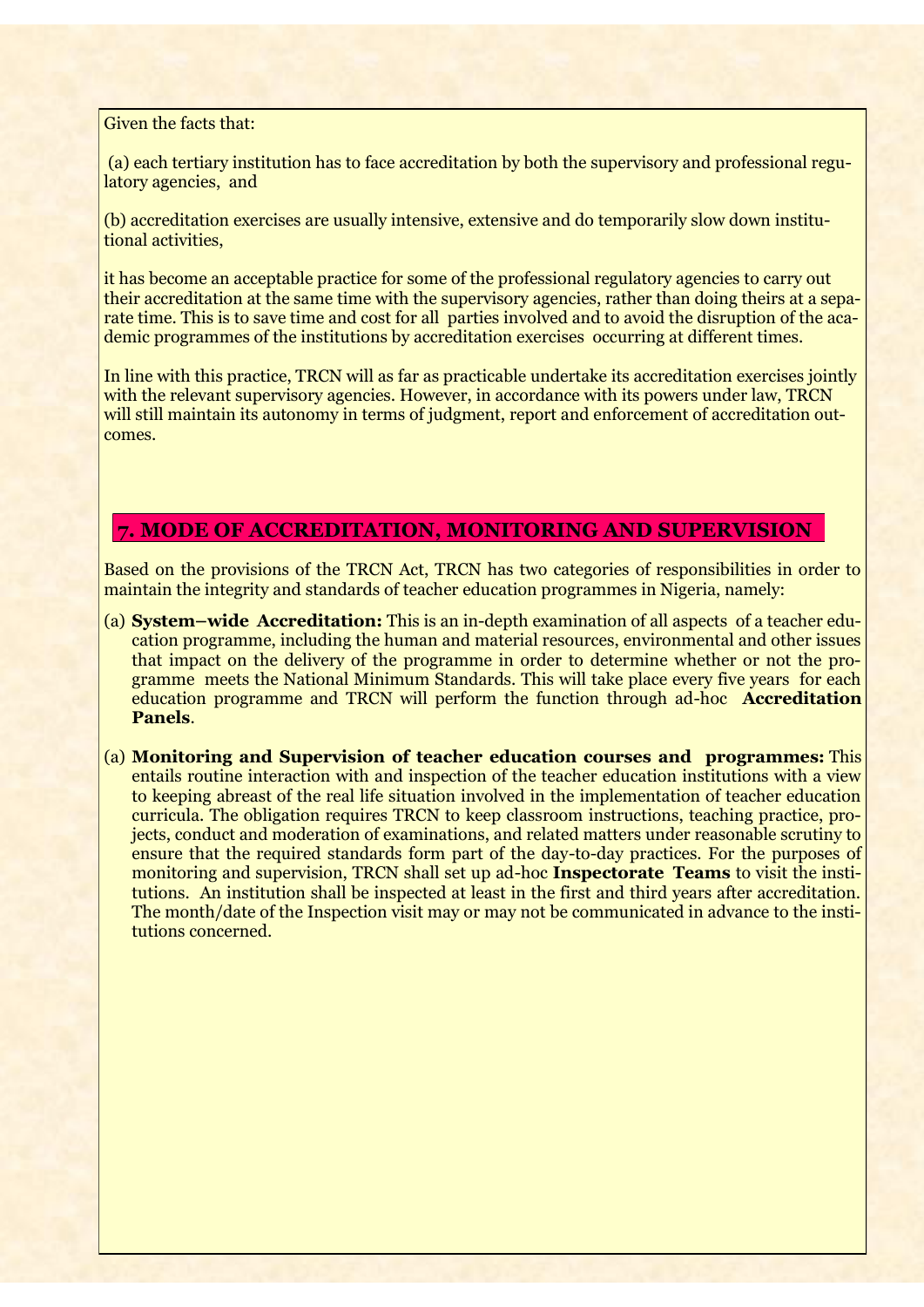Given the facts that:

(a) each tertiary institution has to face accreditation by both the supervisory and professional regulatory agencies, and

(b) accreditation exercises are usually intensive, extensive and do temporarily slow down institutional activities,

it has become an acceptable practice for some of the professional regulatory agencies to carry out their accreditation at the same time with the supervisory agencies, rather than doing theirs at a separate time. This is to save time and cost for all parties involved and to avoid the disruption of the academic programmes of the institutions by accreditation exercises occurring at different times.

In line with this practice, TRCN will as far as practicable undertake its accreditation exercises jointly with the relevant supervisory agencies. However, in accordance with its powers under law, TRCN will still maintain its autonomy in terms of judgment, report and enforcement of accreditation outcomes.

## 7. MODE OF ACCREDITATION, MONITORING AND SUPERVISION

Based on the provisions of the TRCN Act, TRCN has two categories of responsibilities in order to maintain the integrity and standards of teacher education programmes in Nigeria, namely:

(a) **System–wide Accreditation:** This is an in-depth examination of all aspects of a teacher education programme, including the human and material resources, environmental and other issues that impact on the delivery of the programme in order to determine whether or not the programme meets the National Minimum Standards. This will take place every five years for each education programme and TRCN will perform the function through ad-hoc **Accreditation Panels**.

(a) **Monitoring and Supervision of teacher education courses and programmes:** This entails routine interaction with and inspection of the teacher education institutions with a view to keeping abreast of the real life situation involved in the implementation of teacher education curricula. The obligation requires TRCN to keep classroom instructions, teaching practice, projects, conduct and moderation of examinations, and related matters under reasonable scrutiny to ensure that the required standards form part of the day-to-day practices. For the purposes of monitoring and supervision, TRCN shall set up ad-hoc **Inspectorate Teams** to visit the institutions. An institution shall be inspected at least in the first and third years after accreditation. The month/date of the Inspection visit may or may not be communicated in advance to the institutions concerned.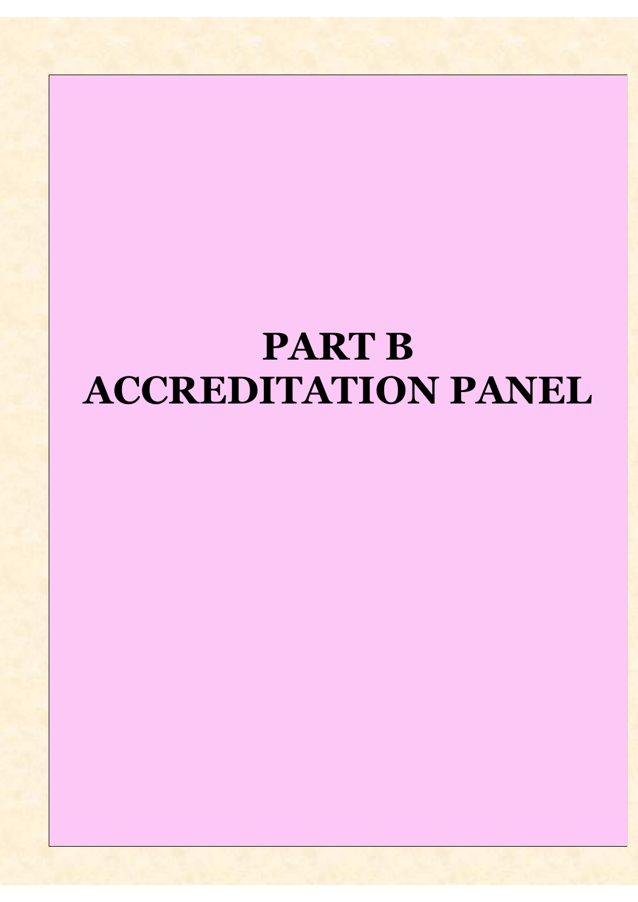# PART B
# ACCREDITATION PANEL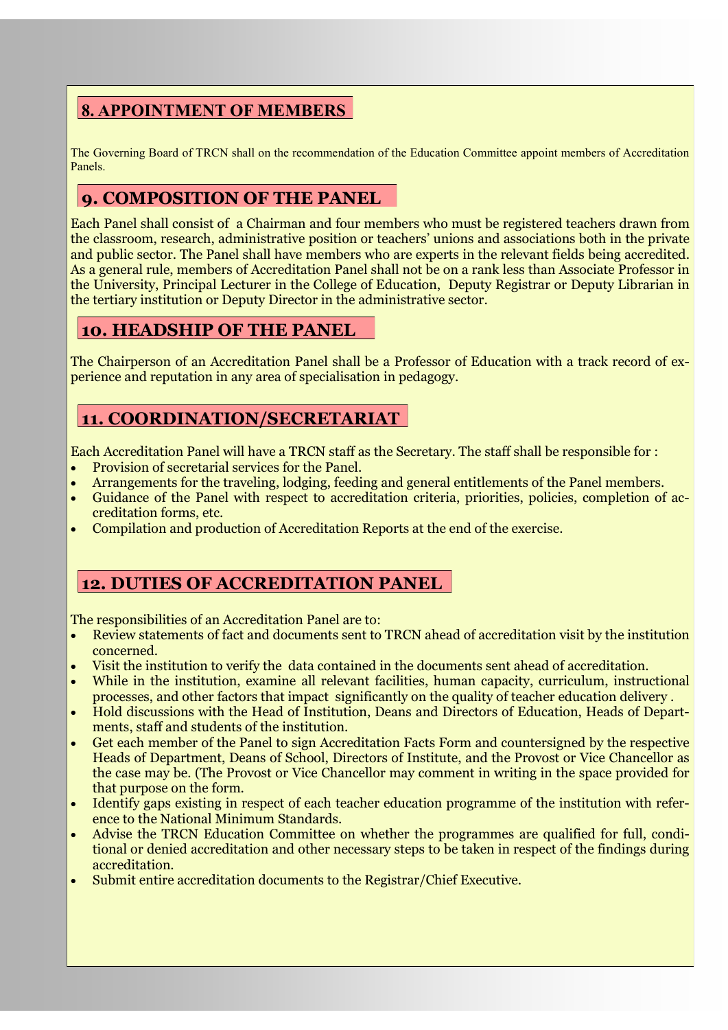## 8. APPOINTMENT OF MEMBERS

The Governing Board of TRCN shall on the recommendation of the Education Committee appoint members of Accreditation Panels.

## 9. COMPOSITION OF THE PANEL

Each Panel shall consist of a Chairman and four members who must be registered teachers drawn from the classroom, research, administrative position or teachers' unions and associations both in the private and public sector. The Panel shall have members who are experts in the relevant fields being accredited. As a general rule, members of Accreditation Panel shall not be on a rank less than Associate Professor in the University, Principal Lecturer in the College of Education, Deputy Registrar or Deputy Librarian in the tertiary institution or Deputy Director in the administrative sector.

## 10. HEADSHIP OF THE PANEL

The Chairperson of an Accreditation Panel shall be a Professor of Education with a track record of experience and reputation in any area of specialisation in pedagogy.

## 11. COORDINATION/SECRETARIAT

Each Accreditation Panel will have a TRCN staff as the Secretary. The staff shall be responsible for :

- Provision of secretarial services for the Panel.
- Arrangements for the traveling, lodging, feeding and general entitlements of the Panel members.
- Guidance of the Panel with respect to accreditation criteria, priorities, policies, completion of accreditation forms, etc.
- Compilation and production of Accreditation Reports at the end of the exercise.

## 12. DUTIES OF ACCREDITATION PANEL

The responsibilities of an Accreditation Panel are to:

- Review statements of fact and documents sent to TRCN ahead of accreditation visit by the institution concerned.
- Visit the institution to verify the data contained in the documents sent ahead of accreditation.
- While in the institution, examine all relevant facilities, human capacity, curriculum, instructional processes, and other factors that impact significantly on the quality of teacher education delivery .
- Hold discussions with the Head of Institution, Deans and Directors of Education, Heads of Departments, staff and students of the institution.
- Get each member of the Panel to sign Accreditation Facts Form and countersigned by the respective Heads of Department, Deans of School, Directors of Institute, and the Provost or Vice Chancellor as the case may be. (The Provost or Vice Chancellor may comment in writing in the space provided for that purpose on the form.
- Identify gaps existing in respect of each teacher education programme of the institution with reference to the National Minimum Standards.
- Advise the TRCN Education Committee on whether the programmes are qualified for full, conditional or denied accreditation and other necessary steps to be taken in respect of the findings during accreditation.
- Submit entire accreditation documents to the Registrar/Chief Executive.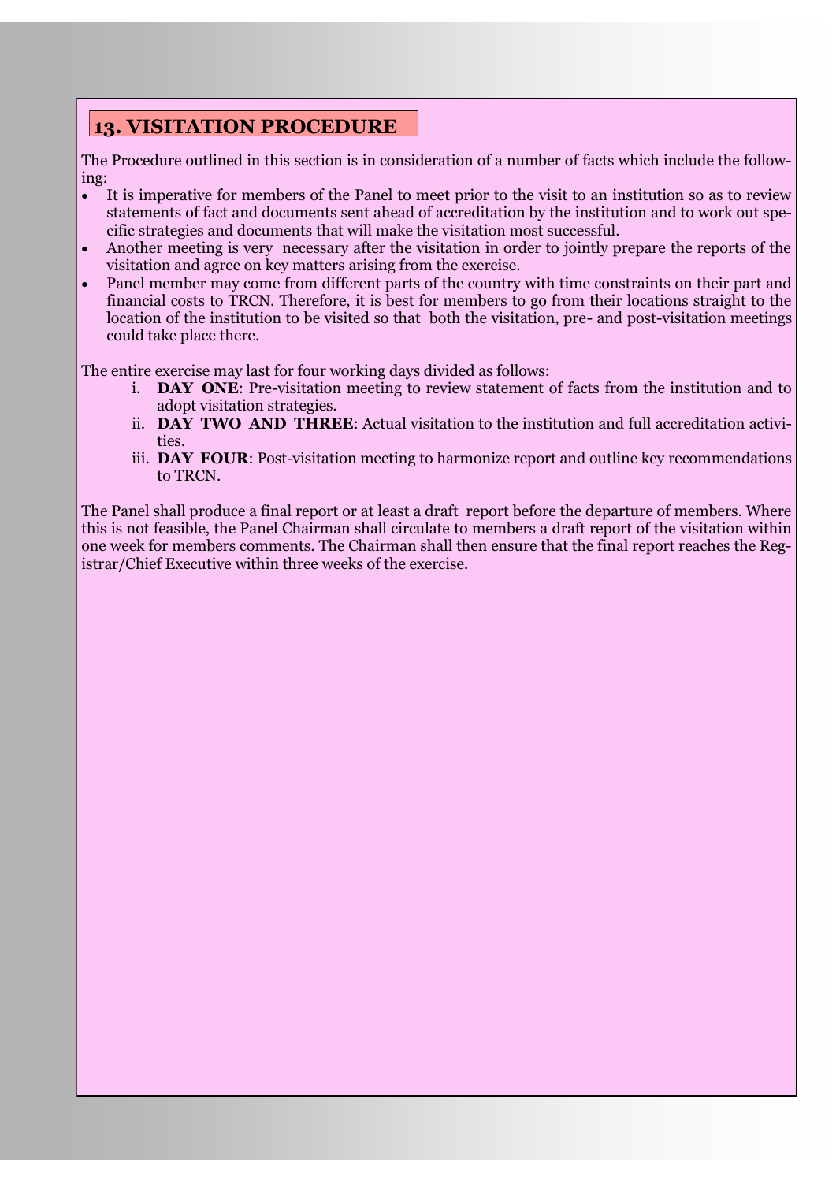## 13. VISITATION PROCEDURE

The Procedure outlined in this section is in consideration of a number of facts which include the following:

- It is imperative for members of the Panel to meet prior to the visit to an institution so as to review statements of fact and documents sent ahead of accreditation by the institution and to work out specific strategies and documents that will make the visitation most successful.
- Another meeting is very necessary after the visitation in order to jointly prepare the reports of the visitation and agree on key matters arising from the exercise.
- Panel member may come from different parts of the country with time constraints on their part and financial costs to TRCN. Therefore, it is best for members to go from their locations straight to the location of the institution to be visited so that both the visitation, pre- and post-visitation meetings could take place there.

The entire exercise may last for four working days divided as follows:

i. **DAY ONE**: Pre-visitation meeting to review statement of facts from the institution and to adopt visitation strategies.
ii. **DAY TWO AND THREE**: Actual visitation to the institution and full accreditation activities.
iii. **DAY FOUR**: Post-visitation meeting to harmonize report and outline key recommendations to TRCN.

The Panel shall produce a final report or at least a draft report before the departure of members. Where this is not feasible, the Panel Chairman shall circulate to members a draft report of the visitation within one week for members comments. The Chairman shall then ensure that the final report reaches the Registrar/Chief Executive within three weeks of the exercise.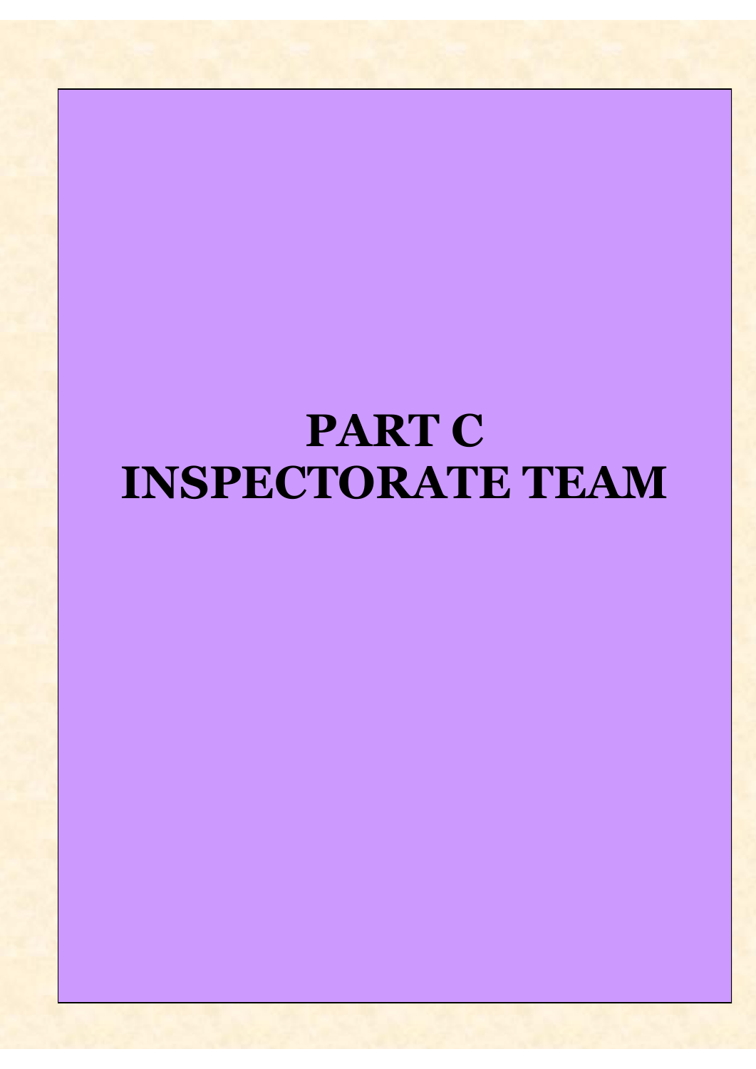# PART C
# INSPECTORATE TEAM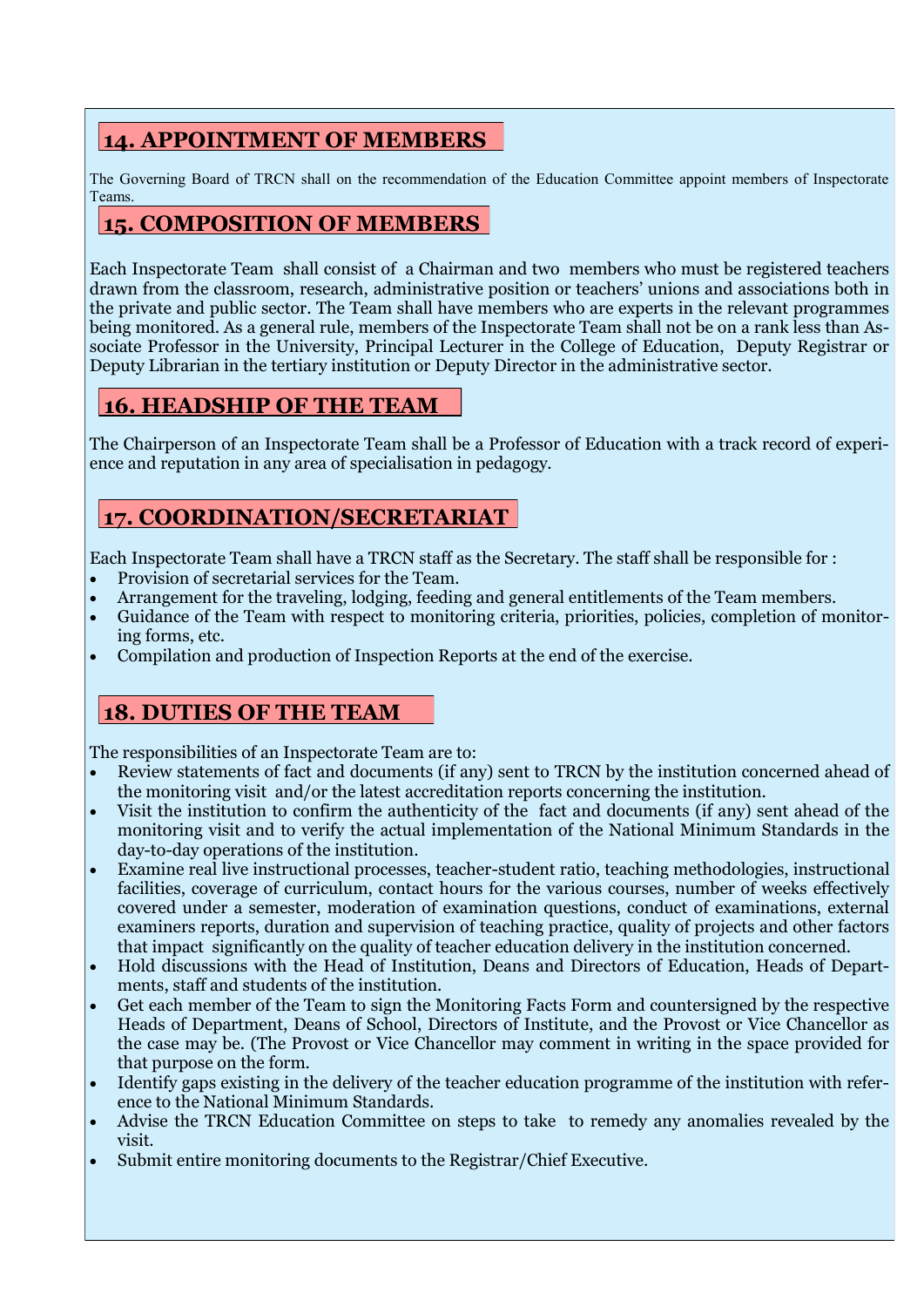## 14. APPOINTMENT OF MEMBERS

The Governing Board of TRCN shall on the recommendation of the Education Committee appoint members of Inspectorate Teams.

## 15. COMPOSITION OF MEMBERS

Each Inspectorate Team shall consist of a Chairman and two members who must be registered teachers drawn from the classroom, research, administrative position or teachers' unions and associations both in the private and public sector. The Team shall have members who are experts in the relevant programmes being monitored. As a general rule, members of the Inspectorate Team shall not be on a rank less than Associate Professor in the University, Principal Lecturer in the College of Education, Deputy Registrar or Deputy Librarian in the tertiary institution or Deputy Director in the administrative sector.

## 16. HEADSHIP OF THE TEAM

The Chairperson of an Inspectorate Team shall be a Professor of Education with a track record of experience and reputation in any area of specialisation in pedagogy.

## 17. COORDINATION/SECRETARIAT

Each Inspectorate Team shall have a TRCN staff as the Secretary. The staff shall be responsible for :

- Provision of secretarial services for the Team.
- Arrangement for the traveling, lodging, feeding and general entitlements of the Team members.
- Guidance of the Team with respect to monitoring criteria, priorities, policies, completion of monitoring forms, etc.
- Compilation and production of Inspection Reports at the end of the exercise.

## 18. DUTIES OF THE TEAM

The responsibilities of an Inspectorate Team are to:

- Review statements of fact and documents (if any) sent to TRCN by the institution concerned ahead of the monitoring visit and/or the latest accreditation reports concerning the institution.
- Visit the institution to confirm the authenticity of the fact and documents (if any) sent ahead of the monitoring visit and to verify the actual implementation of the National Minimum Standards in the day-to-day operations of the institution.
- Examine real live instructional processes, teacher-student ratio, teaching methodologies, instructional facilities, coverage of curriculum, contact hours for the various courses, number of weeks effectively covered under a semester, moderation of examination questions, conduct of examinations, external examiners reports, duration and supervision of teaching practice, quality of projects and other factors that impact significantly on the quality of teacher education delivery in the institution concerned.
- Hold discussions with the Head of Institution, Deans and Directors of Education, Heads of Departments, staff and students of the institution.
- Get each member of the Team to sign the Monitoring Facts Form and countersigned by the respective Heads of Department, Deans of School, Directors of Institute, and the Provost or Vice Chancellor as the case may be. (The Provost or Vice Chancellor may comment in writing in the space provided for that purpose on the form.
- Identify gaps existing in the delivery of the teacher education programme of the institution with reference to the National Minimum Standards.
- Advise the TRCN Education Committee on steps to take to remedy any anomalies revealed by the visit.
- Submit entire monitoring documents to the Registrar/Chief Executive.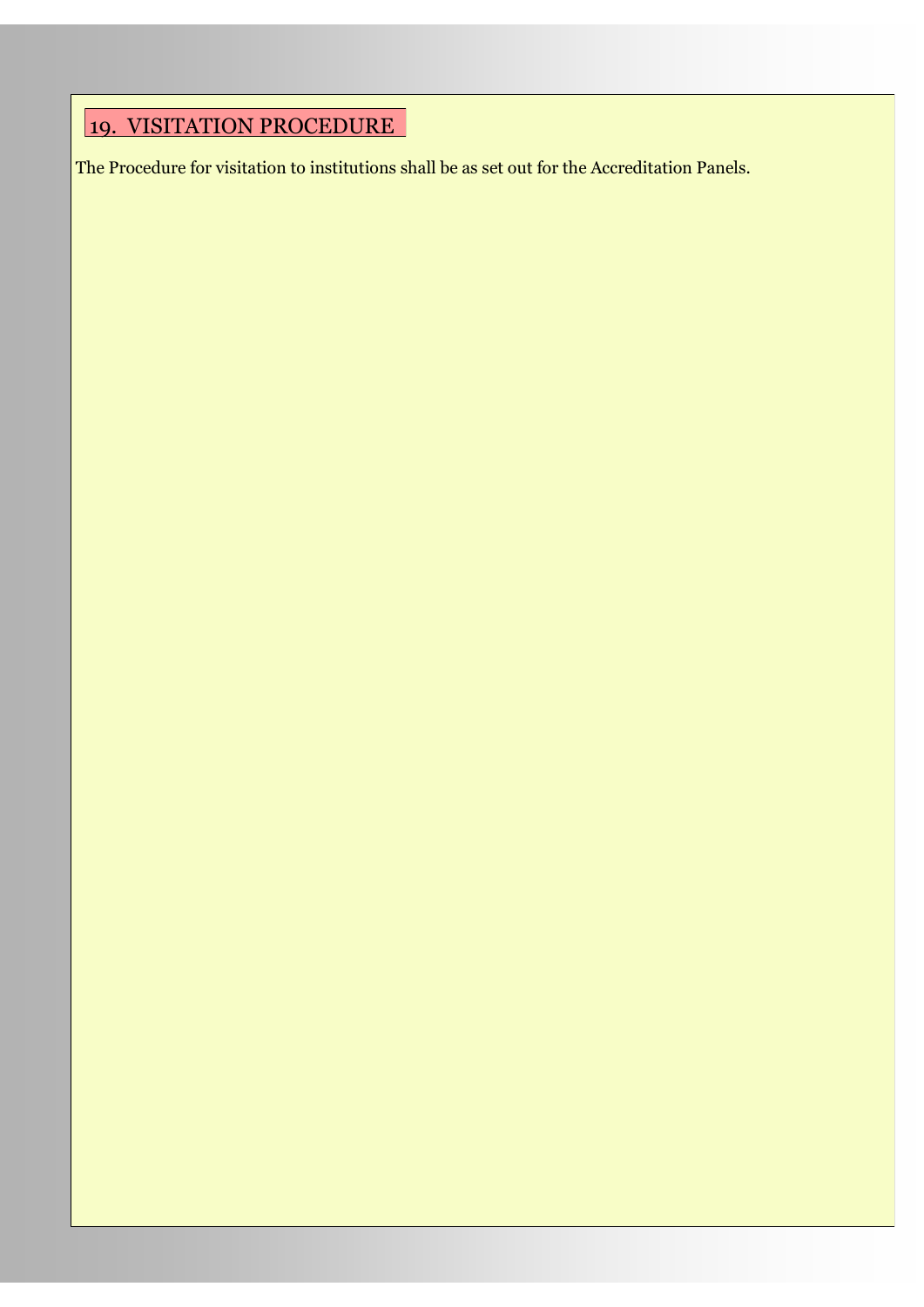## 19. VISITATION PROCEDURE

The Procedure for visitation to institutions shall be as set out for the Accreditation Panels.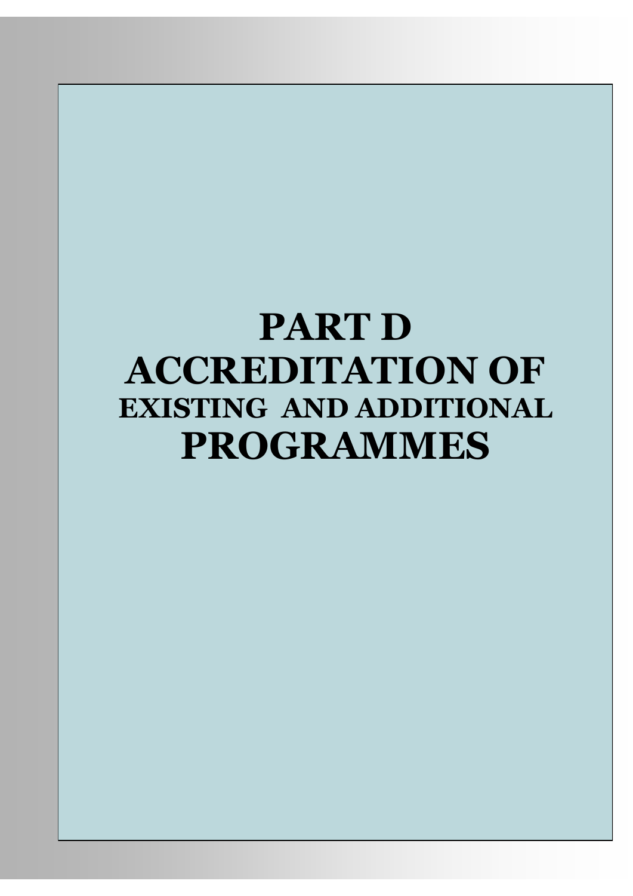# PART D
# ACCREDITATION OF
## EXISTING AND ADDITIONAL
# PROGRAMMES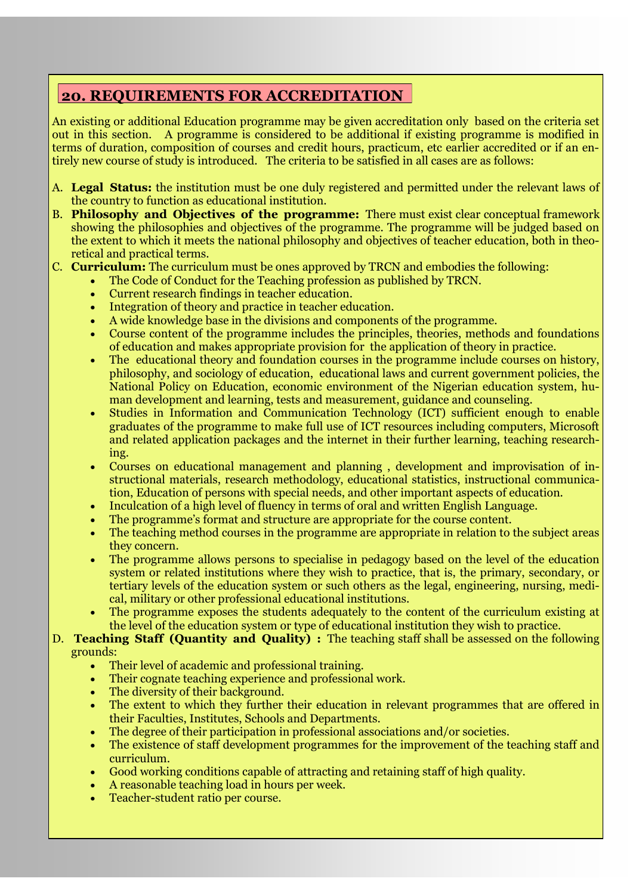## 20. REQUIREMENTS FOR ACCREDITATION

An existing or additional Education programme may be given accreditation only based on the criteria set out in this section. A programme is considered to be additional if existing programme is modified in terms of duration, composition of courses and credit hours, practicum, etc earlier accredited or if an entirely new course of study is introduced. The criteria to be satisfied in all cases are as follows:

A. **Legal Status:** the institution must be one duly registered and permitted under the relevant laws of the country to function as educational institution.

B. **Philosophy and Objectives of the programme:** There must exist clear conceptual framework showing the philosophies and objectives of the programme. The programme will be judged based on the extent to which it meets the national philosophy and objectives of teacher education, both in theoretical and practical terms.

C. **Curriculum:** The curriculum must be ones approved by TRCN and embodies the following:
- The Code of Conduct for the Teaching profession as published by TRCN.
- Current research findings in teacher education.
- Integration of theory and practice in teacher education.
- A wide knowledge base in the divisions and components of the programme.
- Course content of the programme includes the principles, theories, methods and foundations of education and makes appropriate provision for the application of theory in practice.
- The educational theory and foundation courses in the programme include courses on history, philosophy, and sociology of education, educational laws and current government policies, the National Policy on Education, economic environment of the Nigerian education system, human development and learning, tests and measurement, guidance and counseling.
- Studies in Information and Communication Technology (ICT) sufficient enough to enable graduates of the programme to make full use of ICT resources including computers, Microsoft and related application packages and the internet in their further learning, teaching researching.
- Courses on educational management and planning , development and improvisation of instructional materials, research methodology, educational statistics, instructional communication, Education of persons with special needs, and other important aspects of education.
- Inculcation of a high level of fluency in terms of oral and written English Language.
- The programme's format and structure are appropriate for the course content.
- The teaching method courses in the programme are appropriate in relation to the subject areas they concern.
- The programme allows persons to specialise in pedagogy based on the level of the education system or related institutions where they wish to practice, that is, the primary, secondary, or tertiary levels of the education system or such others as the legal, engineering, nursing, medical, military or other professional educational institutions.
- The programme exposes the students adequately to the content of the curriculum existing at the level of the education system or type of educational institution they wish to practice.

D. **Teaching Staff (Quantity and Quality) :** The teaching staff shall be assessed on the following grounds:
- Their level of academic and professional training.
- Their cognate teaching experience and professional work.
- The diversity of their background.
- The extent to which they further their education in relevant programmes that are offered in their Faculties, Institutes, Schools and Departments.
- The degree of their participation in professional associations and/or societies.
- The existence of staff development programmes for the improvement of the teaching staff and curriculum.
- Good working conditions capable of attracting and retaining staff of high quality.
- A reasonable teaching load in hours per week.
- Teacher-student ratio per course.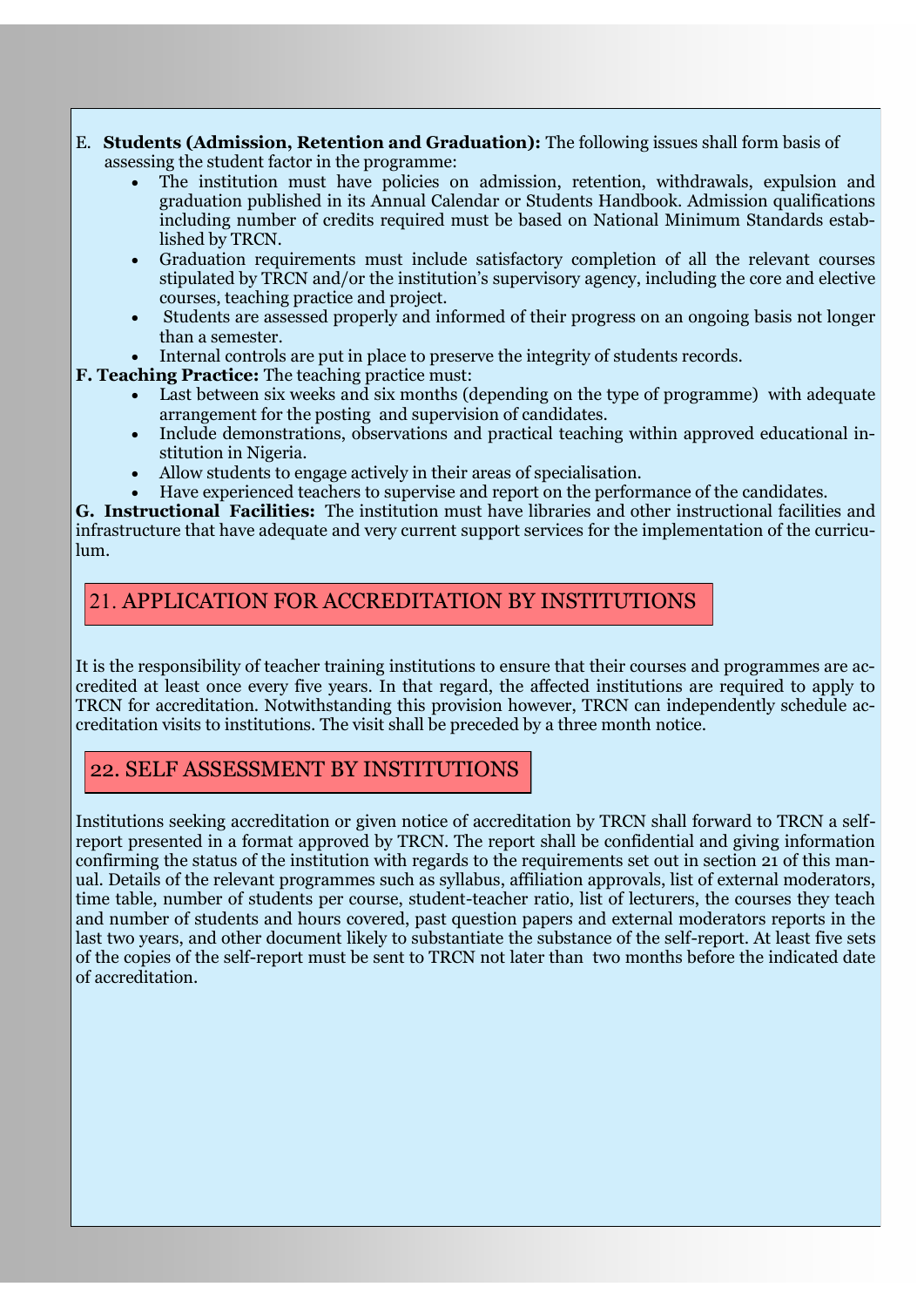E. **Students (Admission, Retention and Graduation):** The following issues shall form basis of assessing the student factor in the programme:

- The institution must have policies on admission, retention, withdrawals, expulsion and graduation published in its Annual Calendar or Students Handbook. Admission qualifications including number of credits required must be based on National Minimum Standards established by TRCN.
- Graduation requirements must include satisfactory completion of all the relevant courses stipulated by TRCN and/or the institution's supervisory agency, including the core and elective courses, teaching practice and project.
- Students are assessed properly and informed of their progress on an ongoing basis not longer than a semester.
- Internal controls are put in place to preserve the integrity of students records.

**F. Teaching Practice:** The teaching practice must:

- Last between six weeks and six months (depending on the type of programme) with adequate arrangement for the posting and supervision of candidates.
- Include demonstrations, observations and practical teaching within approved educational institution in Nigeria.
- Allow students to engage actively in their areas of specialisation.
- Have experienced teachers to supervise and report on the performance of the candidates.

**G. Instructional Facilities:** The institution must have libraries and other instructional facilities and infrastructure that have adequate and very current support services for the implementation of the curriculum.

## 21. APPLICATION FOR ACCREDITATION BY INSTITUTIONS

It is the responsibility of teacher training institutions to ensure that their courses and programmes are accredited at least once every five years. In that regard, the affected institutions are required to apply to TRCN for accreditation. Notwithstanding this provision however, TRCN can independently schedule accreditation visits to institutions. The visit shall be preceded by a three month notice.

## 22. SELF ASSESSMENT BY INSTITUTIONS

Institutions seeking accreditation or given notice of accreditation by TRCN shall forward to TRCN a self-report presented in a format approved by TRCN. The report shall be confidential and giving information confirming the status of the institution with regards to the requirements set out in section 21 of this manual. Details of the relevant programmes such as syllabus, affiliation approvals, list of external moderators, time table, number of students per course, student-teacher ratio, list of lecturers, the courses they teach and number of students and hours covered, past question papers and external moderators reports in the last two years, and other document likely to substantiate the substance of the self-report. At least five sets of the copies of the self-report must be sent to TRCN not later than two months before the indicated date of accreditation.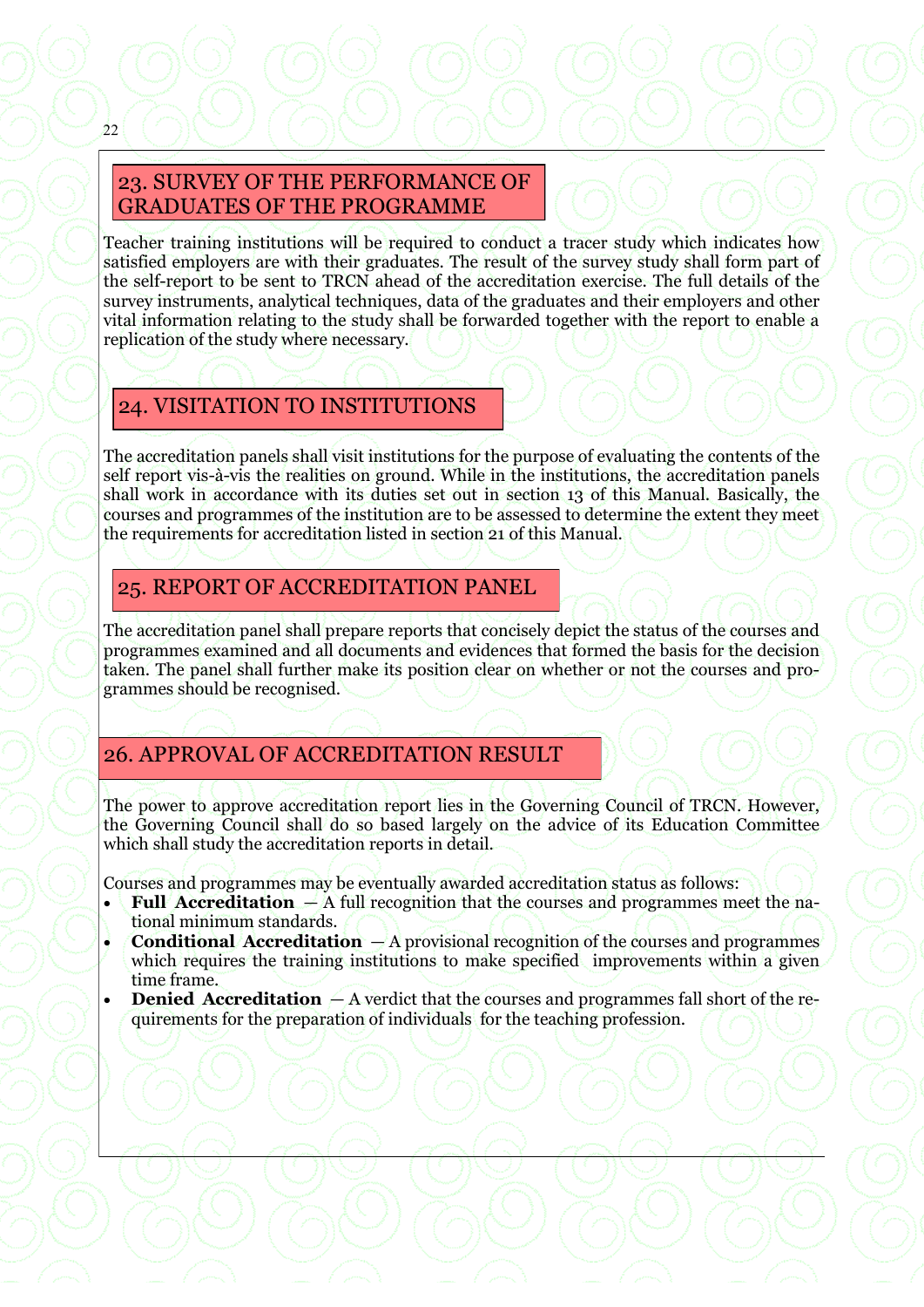## 23. SURVEY OF THE PERFORMANCE OF GRADUATES OF THE PROGRAMME

Teacher training institutions will be required to conduct a tracer study which indicates how satisfied employers are with their graduates. The result of the survey study shall form part of the self-report to be sent to TRCN ahead of the accreditation exercise. The full details of the survey instruments, analytical techniques, data of the graduates and their employers and other vital information relating to the study shall be forwarded together with the report to enable a replication of the study where necessary.

## 24. VISITATION TO INSTITUTIONS

The accreditation panels shall visit institutions for the purpose of evaluating the contents of the self report vis-à-vis the realities on ground. While in the institutions, the accreditation panels shall work in accordance with its duties set out in section 13 of this Manual. Basically, the courses and programmes of the institution are to be assessed to determine the extent they meet the requirements for accreditation listed in section 21 of this Manual.

## 25. REPORT OF ACCREDITATION PANEL

The accreditation panel shall prepare reports that concisely depict the status of the courses and programmes examined and all documents and evidences that formed the basis for the decision taken. The panel shall further make its position clear on whether or not the courses and programmes should be recognised.

## 26. APPROVAL OF ACCREDITATION RESULT

The power to approve accreditation report lies in the Governing Council of TRCN. However, the Governing Council shall do so based largely on the advice of its Education Committee which shall study the accreditation reports in detail.

Courses and programmes may be eventually awarded accreditation status as follows:

- **Full Accreditation** — A full recognition that the courses and programmes meet the national minimum standards.
- **Conditional Accreditation** — A provisional recognition of the courses and programmes which requires the training institutions to make specified improvements within a given time frame.
- **Denied Accreditation** — A verdict that the courses and programmes fall short of the requirements for the preparation of individuals for the teaching profession.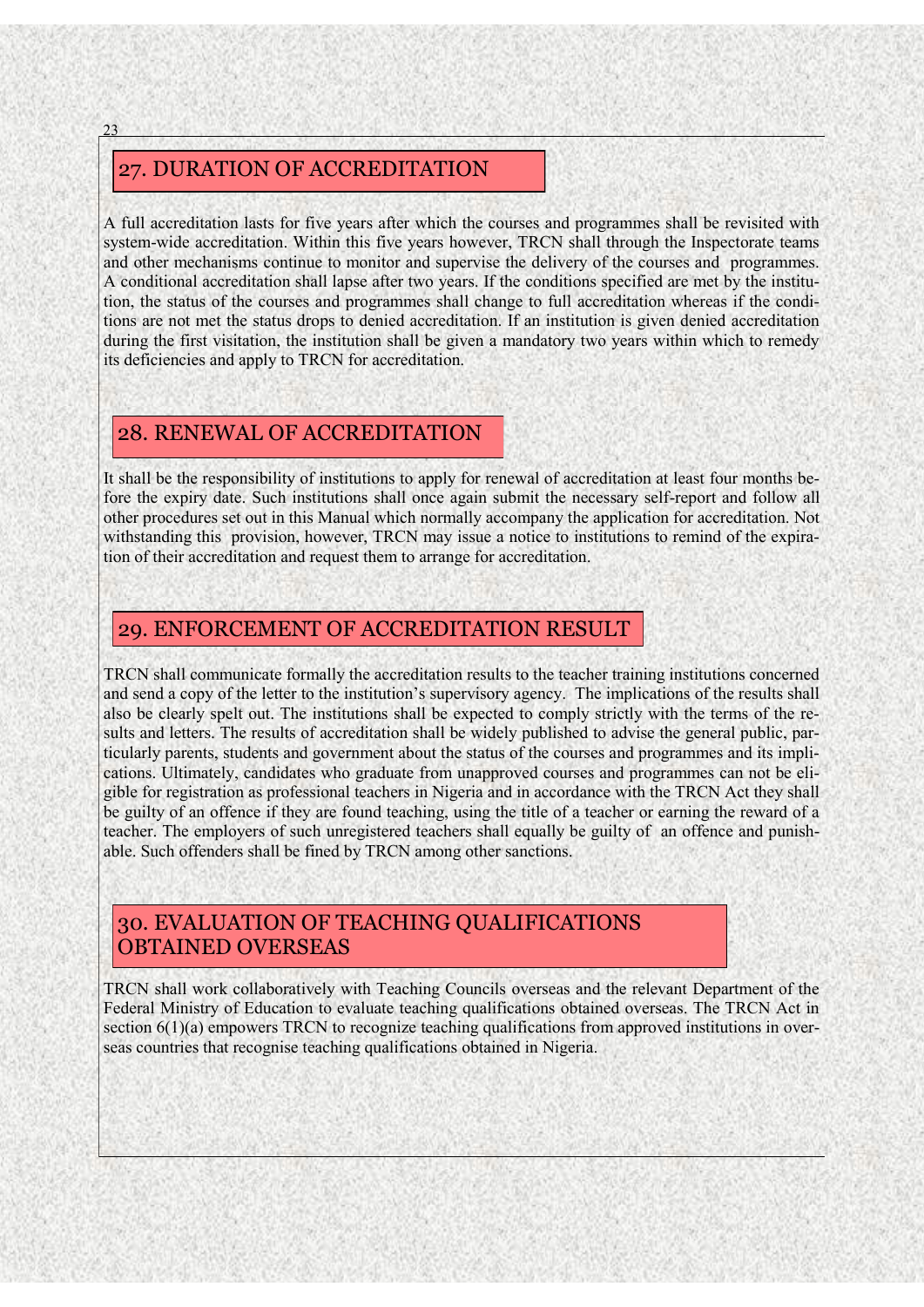## 27. DURATION OF ACCREDITATION

A full accreditation lasts for five years after which the courses and programmes shall be revisited with system-wide accreditation. Within this five years however, TRCN shall through the Inspectorate teams and other mechanisms continue to monitor and supervise the delivery of the courses and programmes. A conditional accreditation shall lapse after two years. If the conditions specified are met by the institution, the status of the courses and programmes shall change to full accreditation whereas if the conditions are not met the status drops to denied accreditation. If an institution is given denied accreditation during the first visitation, the institution shall be given a mandatory two years within which to remedy its deficiencies and apply to TRCN for accreditation.

## 28. RENEWAL OF ACCREDITATION

It shall be the responsibility of institutions to apply for renewal of accreditation at least four months before the expiry date. Such institutions shall once again submit the necessary self-report and follow all other procedures set out in this Manual which normally accompany the application for accreditation. Not withstanding this provision, however, TRCN may issue a notice to institutions to remind of the expiration of their accreditation and request them to arrange for accreditation.

## 29. ENFORCEMENT OF ACCREDITATION RESULT

TRCN shall communicate formally the accreditation results to the teacher training institutions concerned and send a copy of the letter to the institution's supervisory agency. The implications of the results shall also be clearly spelt out. The institutions shall be expected to comply strictly with the terms of the results and letters. The results of accreditation shall be widely published to advise the general public, particularly parents, students and government about the status of the courses and programmes and its implications. Ultimately, candidates who graduate from unapproved courses and programmes can not be eligible for registration as professional teachers in Nigeria and in accordance with the TRCN Act they shall be guilty of an offence if they are found teaching, using the title of a teacher or earning the reward of a teacher. The employers of such unregistered teachers shall equally be guilty of an offence and punishable. Such offenders shall be fined by TRCN among other sanctions.

## 30. EVALUATION OF TEACHING QUALIFICATIONS OBTAINED OVERSEAS

TRCN shall work collaboratively with Teaching Councils overseas and the relevant Department of the Federal Ministry of Education to evaluate teaching qualifications obtained overseas. The TRCN Act in section 6(1)(a) empowers TRCN to recognize teaching qualifications from approved institutions in overseas countries that recognise teaching qualifications obtained in Nigeria.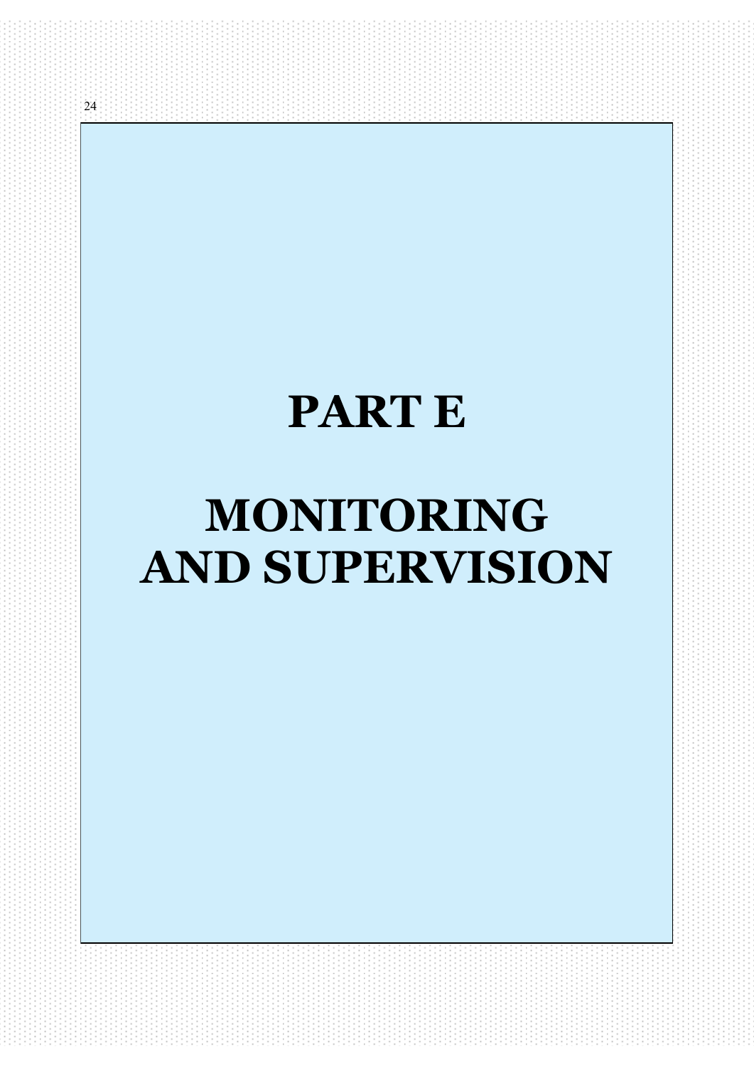# PART E

# MONITORING AND SUPERVISION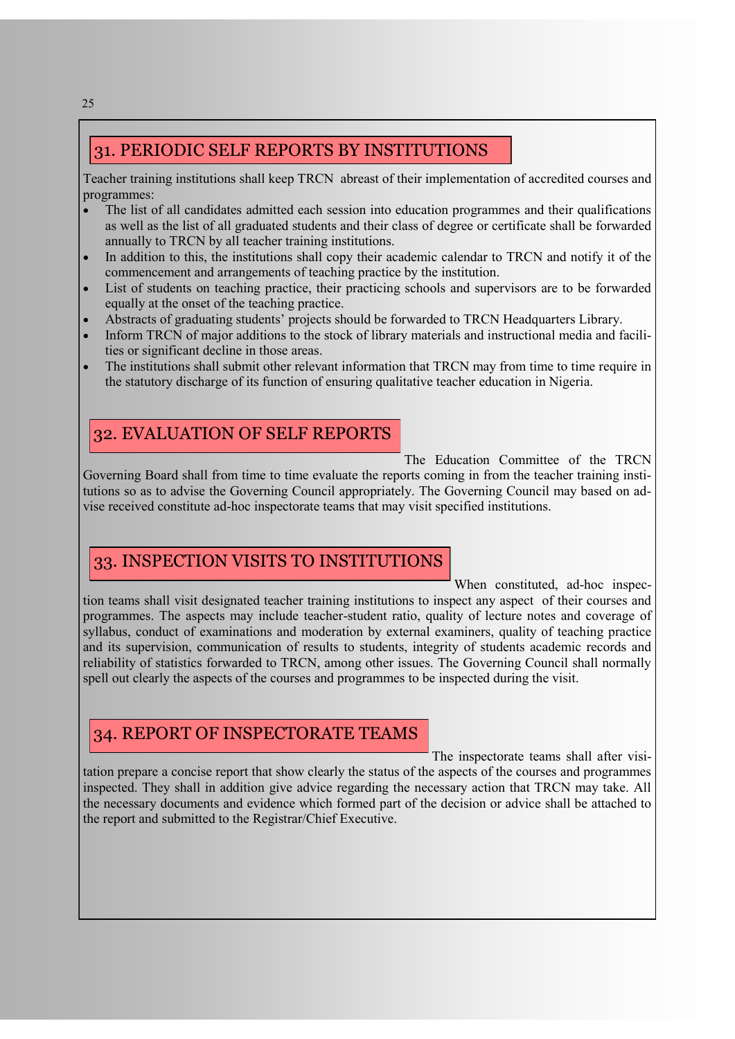## 31. PERIODIC SELF REPORTS BY INSTITUTIONS

Teacher training institutions shall keep TRCN abreast of their implementation of accredited courses and programmes:

- The list of all candidates admitted each session into education programmes and their qualifications as well as the list of all graduated students and their class of degree or certificate shall be forwarded annually to TRCN by all teacher training institutions.
- In addition to this, the institutions shall copy their academic calendar to TRCN and notify it of the commencement and arrangements of teaching practice by the institution.
- List of students on teaching practice, their practicing schools and supervisors are to be forwarded equally at the onset of the teaching practice.
- Abstracts of graduating students' projects should be forwarded to TRCN Headquarters Library.
- Inform TRCN of major additions to the stock of library materials and instructional media and facilities or significant decline in those areas.
- The institutions shall submit other relevant information that TRCN may from time to time require in the statutory discharge of its function of ensuring qualitative teacher education in Nigeria.

## 32. EVALUATION OF SELF REPORTS

The Education Committee of the TRCN Governing Board shall from time to time evaluate the reports coming in from the teacher training institutions so as to advise the Governing Council appropriately. The Governing Council may based on advise received constitute ad-hoc inspectorate teams that may visit specified institutions.

## 33. INSPECTION VISITS TO INSTITUTIONS

When constituted, ad-hoc inspection teams shall visit designated teacher training institutions to inspect any aspect of their courses and programmes. The aspects may include teacher-student ratio, quality of lecture notes and coverage of syllabus, conduct of examinations and moderation by external examiners, quality of teaching practice and its supervision, communication of results to students, integrity of students academic records and reliability of statistics forwarded to TRCN, among other issues. The Governing Council shall normally spell out clearly the aspects of the courses and programmes to be inspected during the visit.

## 34. REPORT OF INSPECTORATE TEAMS

The inspectorate teams shall after visitation prepare a concise report that show clearly the status of the aspects of the courses and programmes inspected. They shall in addition give advice regarding the necessary action that TRCN may take. All the necessary documents and evidence which formed part of the decision or advice shall be attached to the report and submitted to the Registrar/Chief Executive.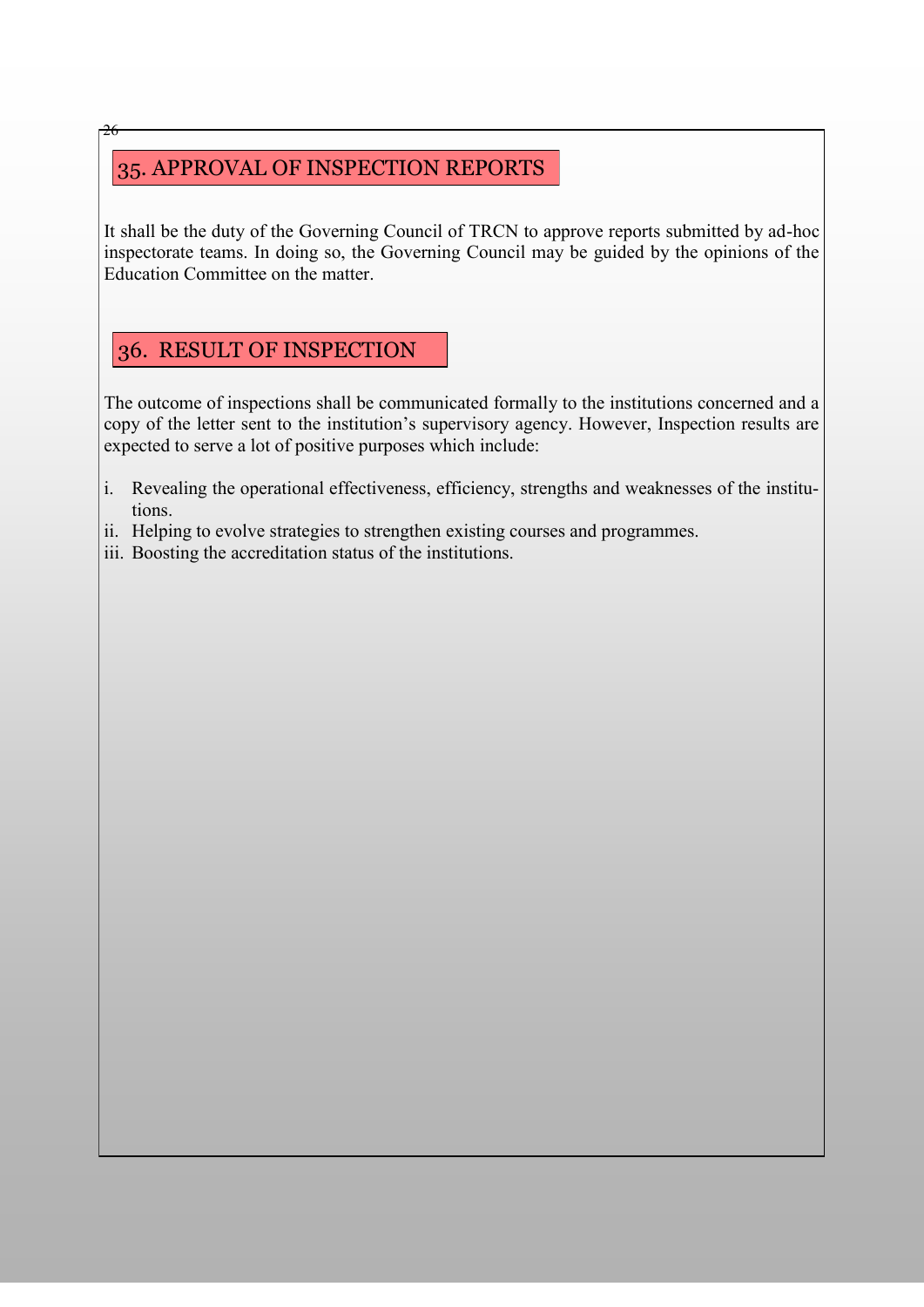## 35. APPROVAL OF INSPECTION REPORTS

It shall be the duty of the Governing Council of TRCN to approve reports submitted by ad-hoc inspectorate teams. In doing so, the Governing Council may be guided by the opinions of the Education Committee on the matter.

## 36. RESULT OF INSPECTION

The outcome of inspections shall be communicated formally to the institutions concerned and a copy of the letter sent to the institution's supervisory agency. However, Inspection results are expected to serve a lot of positive purposes which include:

i. Revealing the operational effectiveness, efficiency, strengths and weaknesses of the institutions.
ii. Helping to evolve strategies to strengthen existing courses and programmes.
iii. Boosting the accreditation status of the institutions.